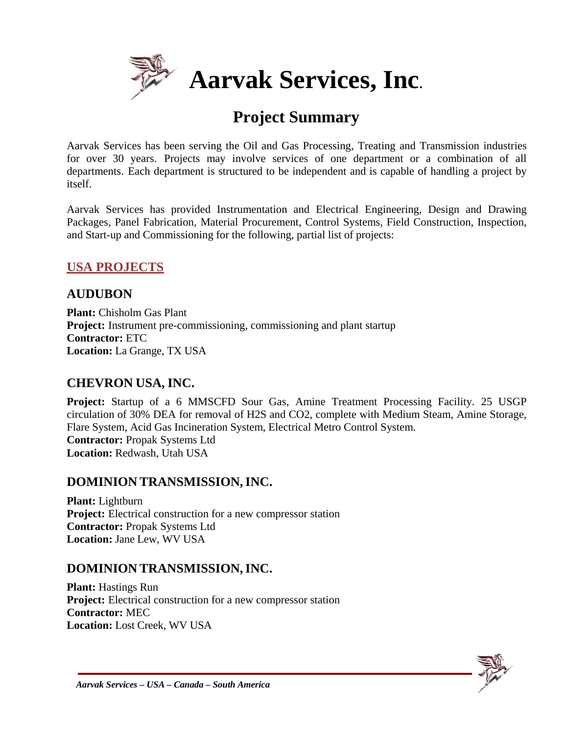# Aarvak Services, Inc.

## Project Summary

Aarvak Services has been serving the Oil and Gas Processing, Treating and Transmission industries for over 30 years. Projects may involve services of one department or a combination of all departments. Each department is structured to be independent and is capable of handling a project by itself.

Aarvak Services has provided Instrumentation and Electrical Engineering, Design and Drawing Packages, Panel Fabrication, Material Procurement, Control Systems, Field Construction, Inspection, and Start-up and Commissioning for the following, partial list of projects:

## USA PROJECTS

### AUDUBON

**Plant:** Chisholm Gas Plant
**Project:** Instrument pre-commissioning, commissioning and plant startup
**Contractor:** ETC
**Location:** La Grange, TX USA

### CHEVRON USA, INC.

**Project:** Startup of a 6 MMSCFD Sour Gas, Amine Treatment Processing Facility. 25 USGP circulation of 30% DEA for removal of $H_2S$ and $CO_2$, complete with Medium Steam, Amine Storage, Flare System, Acid Gas Incineration System, Electrical Metro Control System.
**Contractor:** Propak Systems Ltd
**Location:** Redwash, Utah USA

### DOMINION TRANSMISSION, INC.

**Plant:** Lightburn
**Project:** Electrical construction for a new compressor station
**Contractor:** Propak Systems Ltd
**Location:** Jane Lew, WV USA

### DOMINION TRANSMISSION, INC.

**Plant:** Hastings Run
**Project:** Electrical construction for a new compressor station
**Contractor:** MEC
**Location:** Lost Creek, WV USA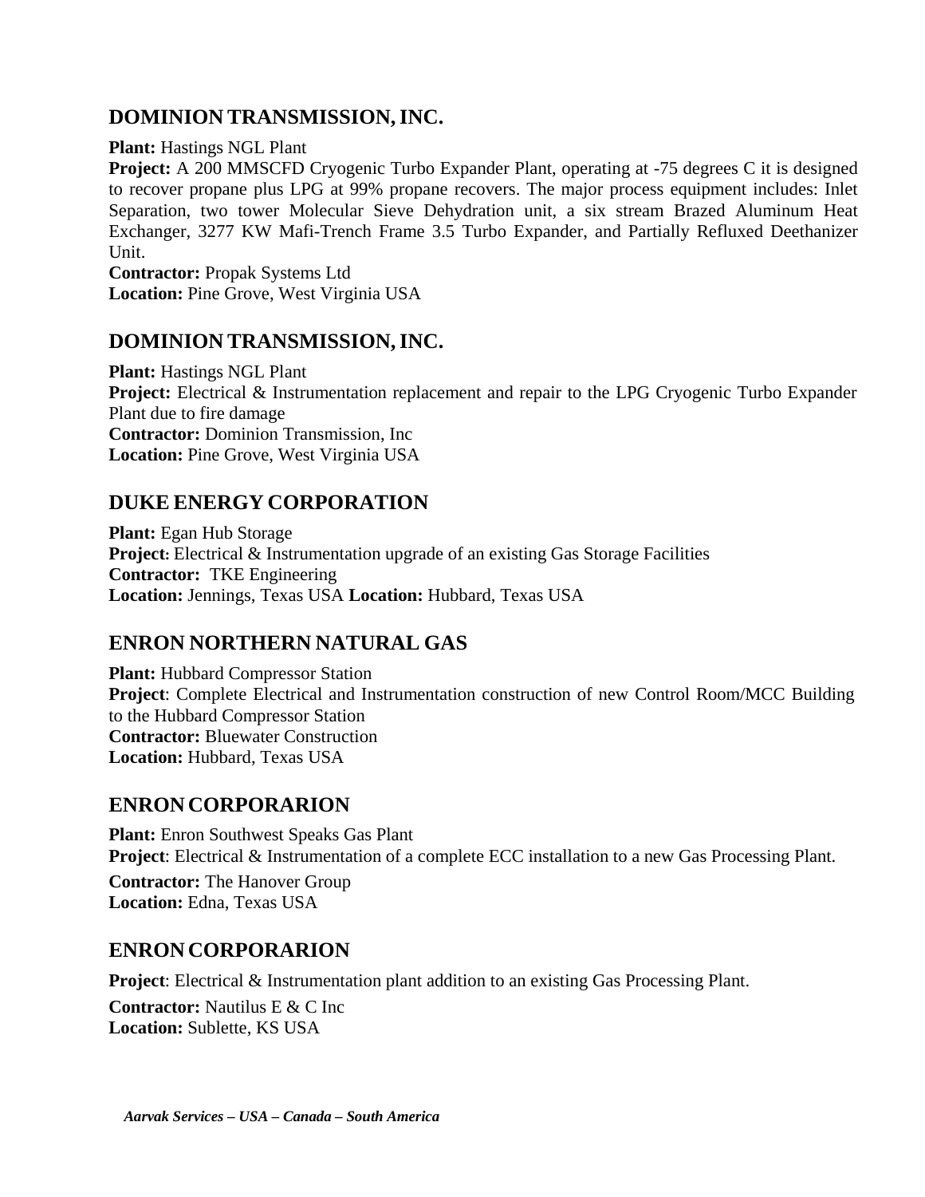## DOMINION TRANSMISSION, INC.

**Plant:** Hastings NGL Plant
**Project:** A 200 MMSCFD Cryogenic Turbo Expander Plant, operating at -75 degrees C it is designed to recover propane plus LPG at 99% propane recovers. The major process equipment includes: Inlet Separation, two tower Molecular Sieve Dehydration unit, a six stream Brazed Aluminum Heat Exchanger, 3277 KW Mafi-Trench Frame 3.5 Turbo Expander, and Partially Refluxed Deethanizer Unit.
**Contractor:** Propak Systems Ltd
**Location:** Pine Grove, West Virginia USA

## DOMINION TRANSMISSION, INC.

**Plant:** Hastings NGL Plant
**Project:** Electrical & Instrumentation replacement and repair to the LPG Cryogenic Turbo Expander Plant due to fire damage
**Contractor:** Dominion Transmission, Inc
**Location:** Pine Grove, West Virginia USA

## DUKE ENERGY CORPORATION

**Plant:** Egan Hub Storage
**Project:** Electrical & Instrumentation upgrade of an existing Gas Storage Facilities
**Contractor:** TKE Engineering
**Location:** Jennings, Texas USA **Location:** Hubbard, Texas USA

## ENRON NORTHERN NATURAL GAS

**Plant:** Hubbard Compressor Station
**Project**: Complete Electrical and Instrumentation construction of new Control Room/MCC Building to the Hubbard Compressor Station
**Contractor:** Bluewater Construction
**Location:** Hubbard, Texas USA

## ENRON CORPORARION

**Plant:** Enron Southwest Speaks Gas Plant
**Project**: Electrical & Instrumentation of a complete ECC installation to a new Gas Processing Plant.
**Contractor:** The Hanover Group
**Location:** Edna, Texas USA

## ENRON CORPORARION

**Project**: Electrical & Instrumentation plant addition to an existing Gas Processing Plant.
**Contractor:** Nautilus E & C Inc
**Location:** Sublette, KS USA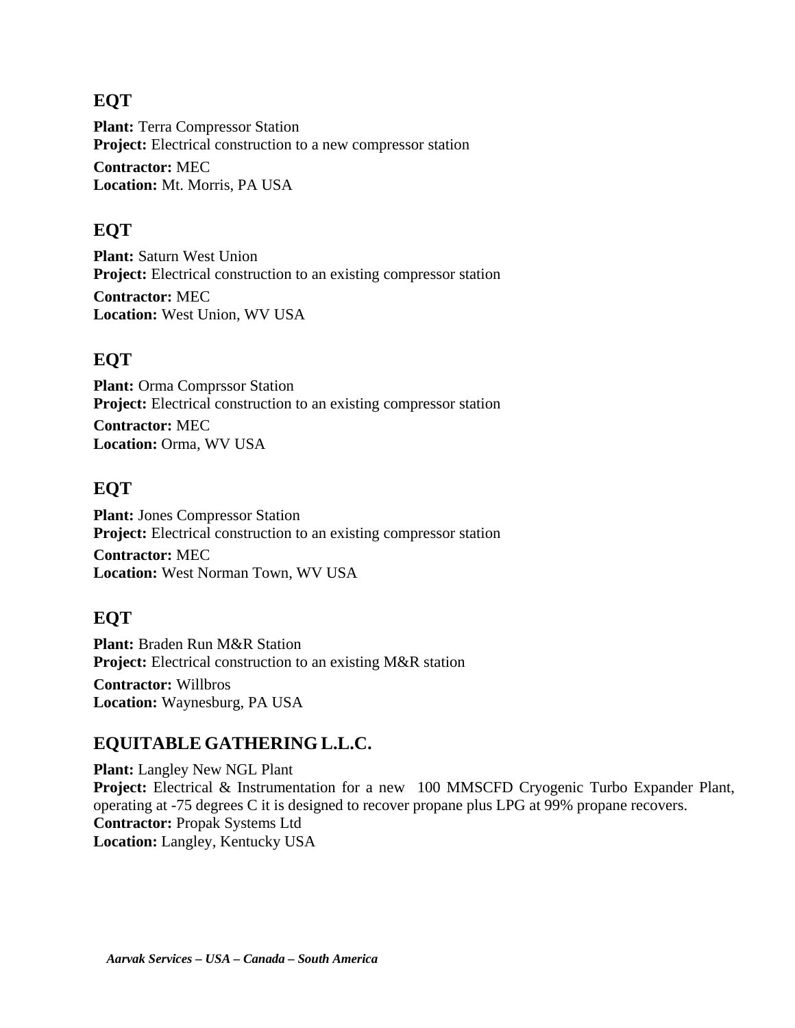## EQT

**Plant:** Terra Compressor Station
**Project:** Electrical construction to a new compressor station
**Contractor:** MEC
**Location:** Mt. Morris, PA USA

## EQT

**Plant:** Saturn West Union
**Project:** Electrical construction to an existing compressor station
**Contractor:** MEC
**Location:** West Union, WV USA

## EQT

**Plant:** Orma Comprssor Station
**Project:** Electrical construction to an existing compressor station
**Contractor:** MEC
**Location:** Orma, WV USA

## EQT

**Plant:** Jones Compressor Station
**Project:** Electrical construction to an existing compressor station
**Contractor:** MEC
**Location:** West Norman Town, WV USA

## EQT

**Plant:** Braden Run M&R Station
**Project:** Electrical construction to an existing M&R station
**Contractor:** Willbros
**Location:** Waynesburg, PA USA

## EQUITABLE GATHERING L.L.C.

**Plant:** Langley New NGL Plant
**Project:** Electrical & Instrumentation for a new 100 MMSCFD Cryogenic Turbo Expander Plant, operating at -75 degrees C it is designed to recover propane plus LPG at 99% propane recovers.
**Contractor:** Propak Systems Ltd
**Location:** Langley, Kentucky USA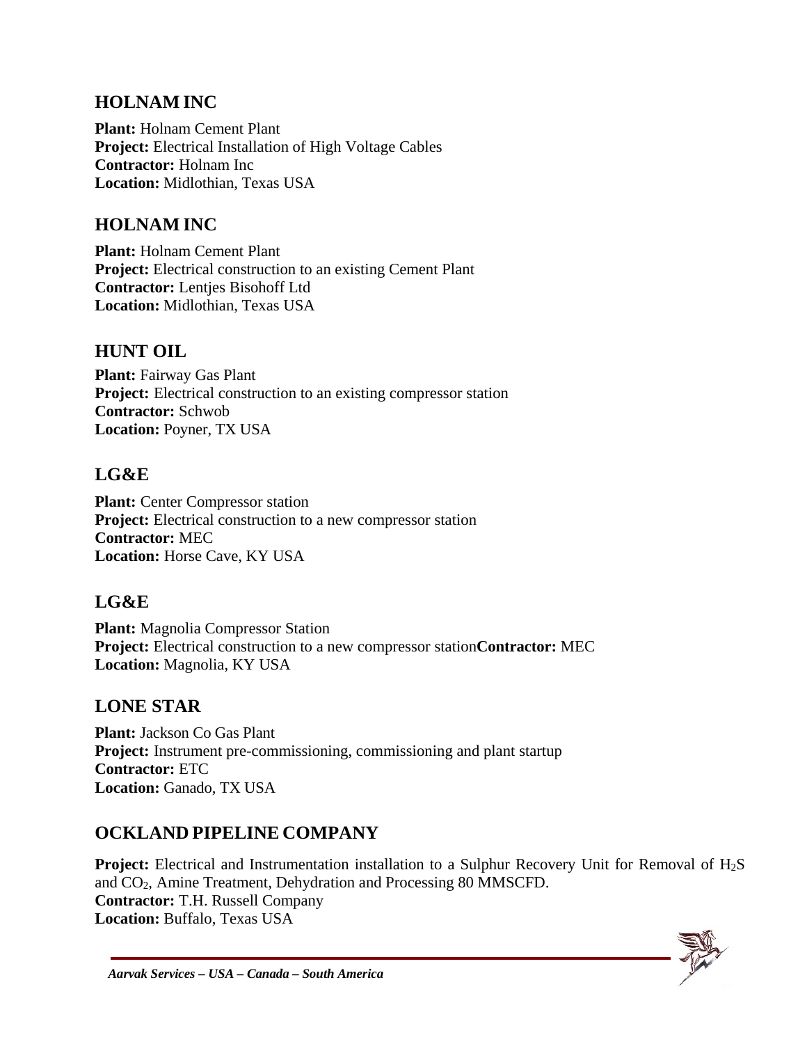## HOLNAM INC

**Plant:** Holnam Cement Plant
**Project:** Electrical Installation of High Voltage Cables
**Contractor:** Holnam Inc
**Location:** Midlothian, Texas USA

## HOLNAM INC

**Plant:** Holnam Cement Plant
**Project:** Electrical construction to an existing Cement Plant
**Contractor:** Lentjes Bisohoff Ltd
**Location:** Midlothian, Texas USA

## HUNT OIL

**Plant:** Fairway Gas Plant
**Project:** Electrical construction to an existing compressor station
**Contractor:** Schwob
**Location:** Poyner, TX USA

## LG&E

**Plant:** Center Compressor station
**Project:** Electrical construction to a new compressor station
**Contractor:** MEC
**Location:** Horse Cave, KY USA

## LG&E

**Plant:** Magnolia Compressor Station
**Project:** Electrical construction to a new compressor station**Contractor:** MEC
**Location:** Magnolia, KY USA

## LONE STAR

**Plant:** Jackson Co Gas Plant
**Project:** Instrument pre-commissioning, commissioning and plant startup
**Contractor:** ETC
**Location:** Ganado, TX USA

## OCKLAND PIPELINE COMPANY

**Project:** Electrical and Instrumentation installation to a Sulphur Recovery Unit for Removal of $H_2S$ and $CO_2$, Amine Treatment, Dehydration and Processing 80 MMSCFD.
**Contractor:** T.H. Russell Company
**Location:** Buffalo, Texas USA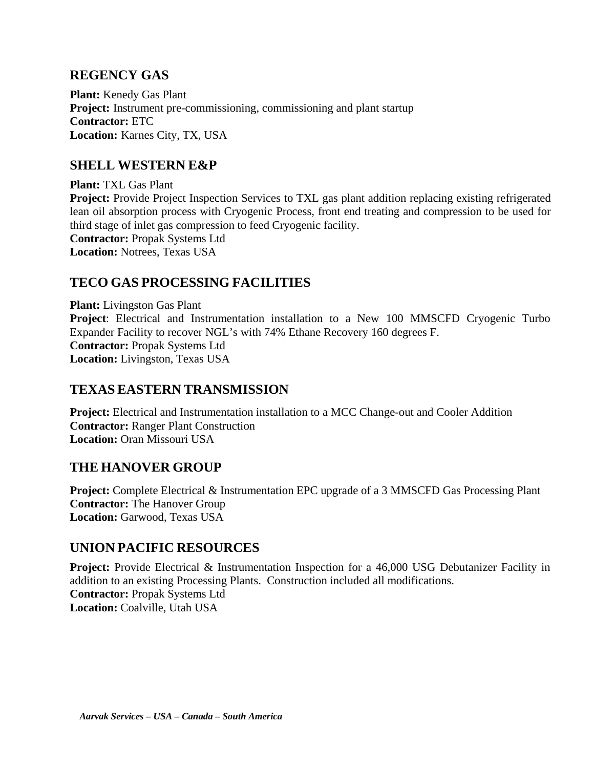## REGENCY GAS

**Plant:** Kenedy Gas Plant
**Project:** Instrument pre-commissioning, commissioning and plant startup
**Contractor:** ETC
**Location:** Karnes City, TX, USA

## SHELL WESTERN E&P

**Plant:** TXL Gas Plant
**Project:** Provide Project Inspection Services to TXL gas plant addition replacing existing refrigerated lean oil absorption process with Cryogenic Process, front end treating and compression to be used for third stage of inlet gas compression to feed Cryogenic facility.
**Contractor:** Propak Systems Ltd
**Location:** Notrees, Texas USA

## TECO GAS PROCESSING FACILITIES

**Plant:** Livingston Gas Plant
**Project**: Electrical and Instrumentation installation to a New 100 MMSCFD Cryogenic Turbo Expander Facility to recover NGL's with 74% Ethane Recovery 160 degrees F.
**Contractor:** Propak Systems Ltd
**Location:** Livingston, Texas USA

## TEXAS EASTERN TRANSMISSION

**Project:** Electrical and Instrumentation installation to a MCC Change-out and Cooler Addition
**Contractor:** Ranger Plant Construction
**Location:** Oran Missouri USA

## THE HANOVER GROUP

**Project:** Complete Electrical & Instrumentation EPC upgrade of a 3 MMSCFD Gas Processing Plant
**Contractor:** The Hanover Group
**Location:** Garwood, Texas USA

## UNION PACIFIC RESOURCES

**Project:** Provide Electrical & Instrumentation Inspection for a 46,000 USG Debutanizer Facility in addition to an existing Processing Plants. Construction included all modifications.
**Contractor:** Propak Systems Ltd
**Location:** Coalville, Utah USA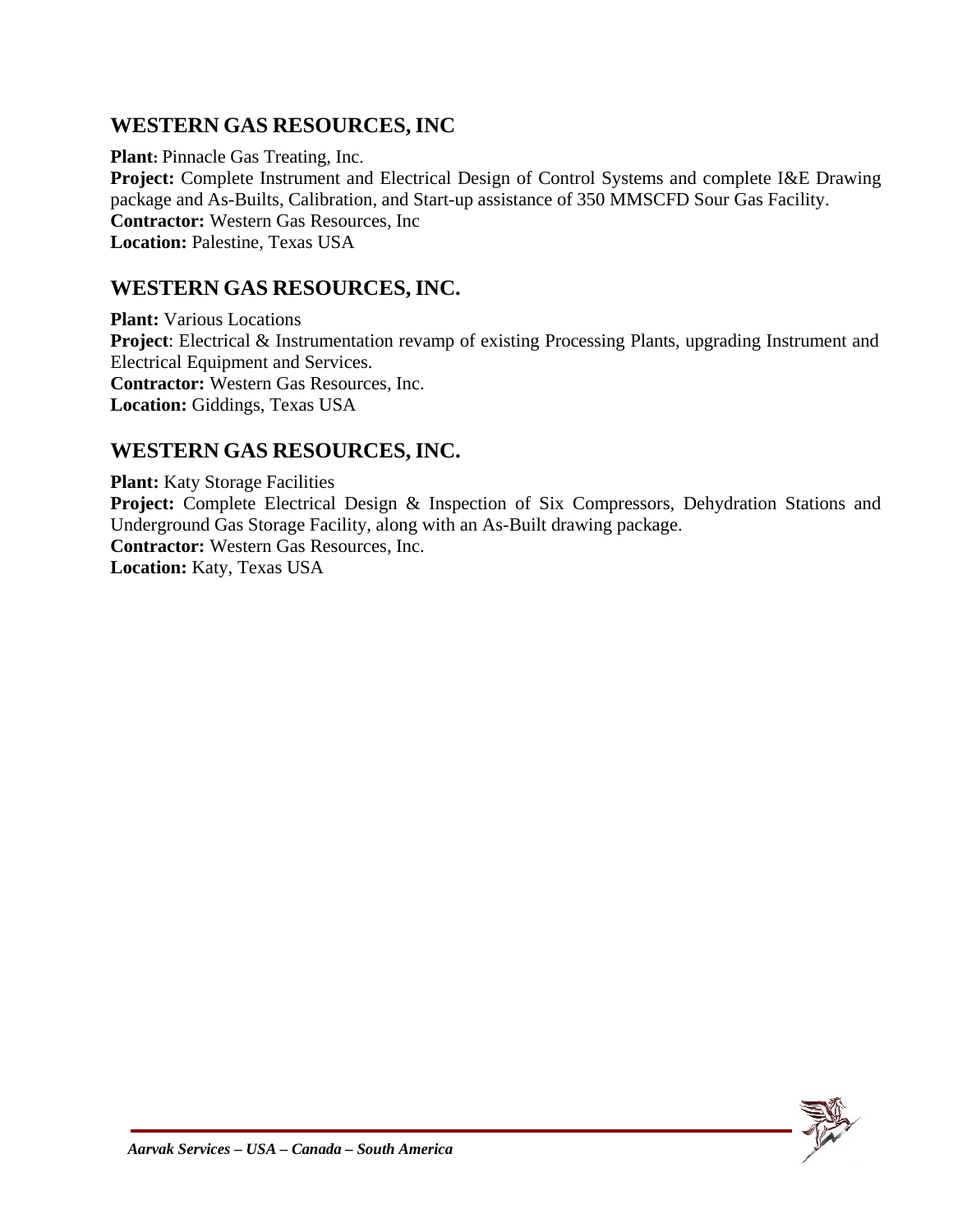## WESTERN GAS RESOURCES, INC

**Plant:** Pinnacle Gas Treating, Inc.
**Project:** Complete Instrument and Electrical Design of Control Systems and complete I&E Drawing package and As-Builts, Calibration, and Start-up assistance of 350 MMSCFD Sour Gas Facility.
**Contractor:** Western Gas Resources, Inc
**Location:** Palestine, Texas USA

## WESTERN GAS RESOURCES, INC.

**Plant:** Various Locations
**Project**: Electrical & Instrumentation revamp of existing Processing Plants, upgrading Instrument and Electrical Equipment and Services.
**Contractor:** Western Gas Resources, Inc.
**Location:** Giddings, Texas USA

## WESTERN GAS RESOURCES, INC.

**Plant:** Katy Storage Facilities
**Project:** Complete Electrical Design & Inspection of Six Compressors, Dehydration Stations and Underground Gas Storage Facility, along with an As-Built drawing package.
**Contractor:** Western Gas Resources, Inc.
**Location:** Katy, Texas USA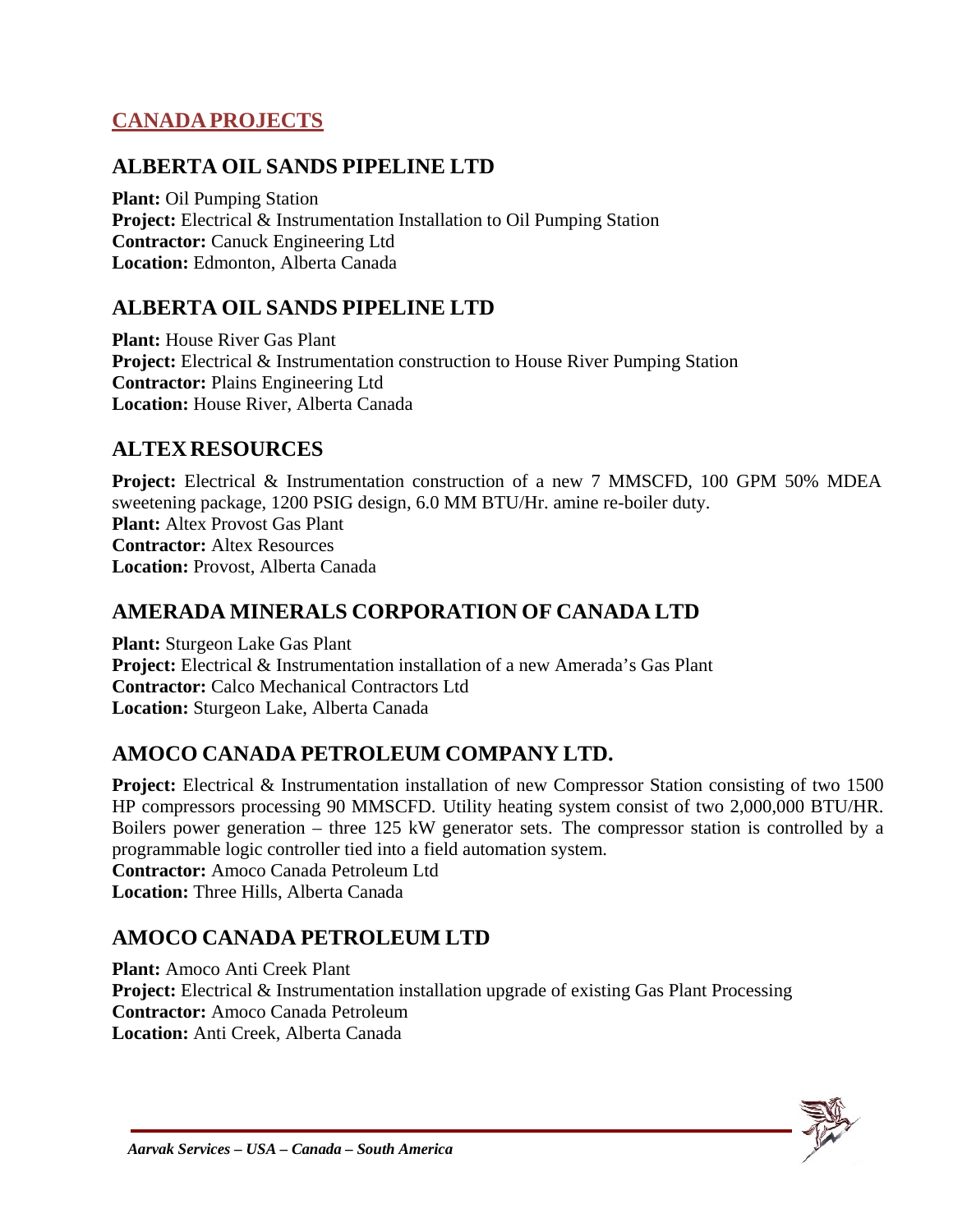## CANADA PROJECTS

### ALBERTA OIL SANDS PIPELINE LTD

**Plant:** Oil Pumping Station
**Project:** Electrical & Instrumentation Installation to Oil Pumping Station
**Contractor:** Canuck Engineering Ltd
**Location:** Edmonton, Alberta Canada

### ALBERTA OIL SANDS PIPELINE LTD

**Plant:** House River Gas Plant
**Project:** Electrical & Instrumentation construction to House River Pumping Station
**Contractor:** Plains Engineering Ltd
**Location:** House River, Alberta Canada

### ALTEX RESOURCES

**Project:** Electrical & Instrumentation construction of a new 7 MMSCFD, 100 GPM 50% MDEA sweetening package, 1200 PSIG design, 6.0 MM BTU/Hr. amine re-boiler duty.
**Plant:** Altex Provost Gas Plant
**Contractor:** Altex Resources
**Location:** Provost, Alberta Canada

### AMERADA MINERALS CORPORATION OF CANADA LTD

**Plant:** Sturgeon Lake Gas Plant
**Project:** Electrical & Instrumentation installation of a new Amerada's Gas Plant
**Contractor:** Calco Mechanical Contractors Ltd
**Location:** Sturgeon Lake, Alberta Canada

### AMOCO CANADA PETROLEUM COMPANY LTD.

**Project:** Electrical & Instrumentation installation of new Compressor Station consisting of two 1500 HP compressors processing 90 MMSCFD. Utility heating system consist of two 2,000,000 BTU/HR. Boilers power generation – three 125 kW generator sets. The compressor station is controlled by a programmable logic controller tied into a field automation system.
**Contractor:** Amoco Canada Petroleum Ltd
**Location:** Three Hills, Alberta Canada

### AMOCO CANADA PETROLEUM LTD

**Plant:** Amoco Anti Creek Plant
**Project:** Electrical & Instrumentation installation upgrade of existing Gas Plant Processing
**Contractor:** Amoco Canada Petroleum
**Location:** Anti Creek, Alberta Canada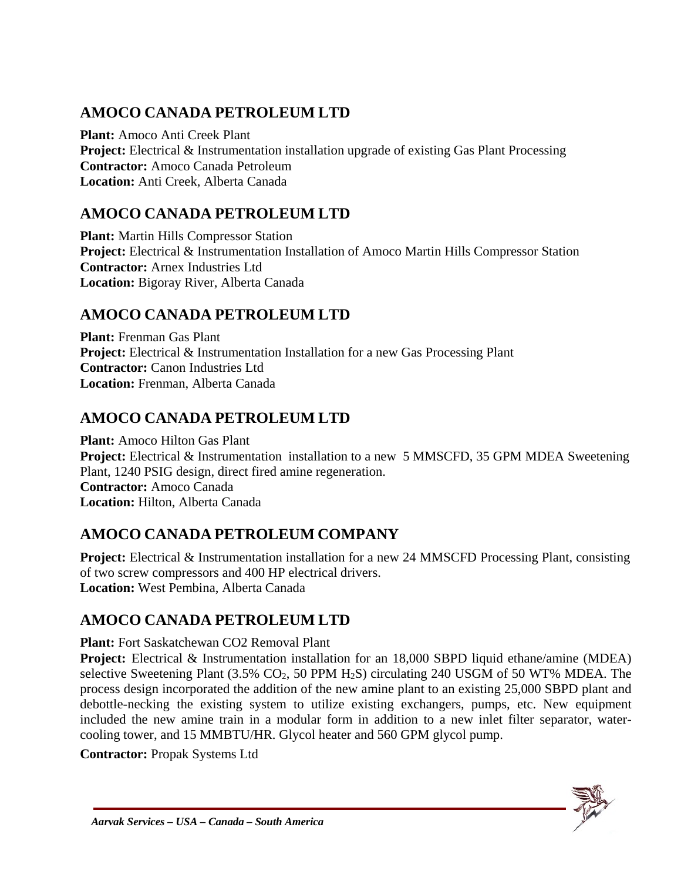## AMOCO CANADA PETROLEUM LTD

**Plant:** Amoco Anti Creek Plant
**Project:** Electrical & Instrumentation installation upgrade of existing Gas Plant Processing
**Contractor:** Amoco Canada Petroleum
**Location:** Anti Creek, Alberta Canada

## AMOCO CANADA PETROLEUM LTD

**Plant:** Martin Hills Compressor Station
**Project:** Electrical & Instrumentation Installation of Amoco Martin Hills Compressor Station
**Contractor:** Arnex Industries Ltd
**Location:** Bigoray River, Alberta Canada

## AMOCO CANADA PETROLEUM LTD

**Plant:** Frenman Gas Plant
**Project:** Electrical & Instrumentation Installation for a new Gas Processing Plant
**Contractor:** Canon Industries Ltd
**Location:** Frenman, Alberta Canada

## AMOCO CANADA PETROLEUM LTD

**Plant:** Amoco Hilton Gas Plant
**Project:** Electrical & Instrumentation installation to a new 5 MMSCFD, 35 GPM MDEA Sweetening Plant, 1240 PSIG design, direct fired amine regeneration.
**Contractor:** Amoco Canada
**Location:** Hilton, Alberta Canada

## AMOCO CANADA PETROLEUM COMPANY

**Project:** Electrical & Instrumentation installation for a new 24 MMSCFD Processing Plant, consisting of two screw compressors and 400 HP electrical drivers.
**Location:** West Pembina, Alberta Canada

## AMOCO CANADA PETROLEUM LTD

**Plant:** Fort Saskatchewan CO2 Removal Plant
**Project:** Electrical & Instrumentation installation for an 18,000 SBPD liquid ethane/amine (MDEA) selective Sweetening Plant (3.5% $CO_2$, 50 PPM $H_2S$) circulating 240 USGM of 50 WT% MDEA. The process design incorporated the addition of the new amine plant to an existing 25,000 SBPD plant and debottle-necking the existing system to utilize existing exchangers, pumps, etc. New equipment included the new amine train in a modular form in addition to a new inlet filter separator, water-cooling tower, and 15 MMBTU/HR. Glycol heater and 560 GPM glycol pump.

**Contractor:** Propak Systems Ltd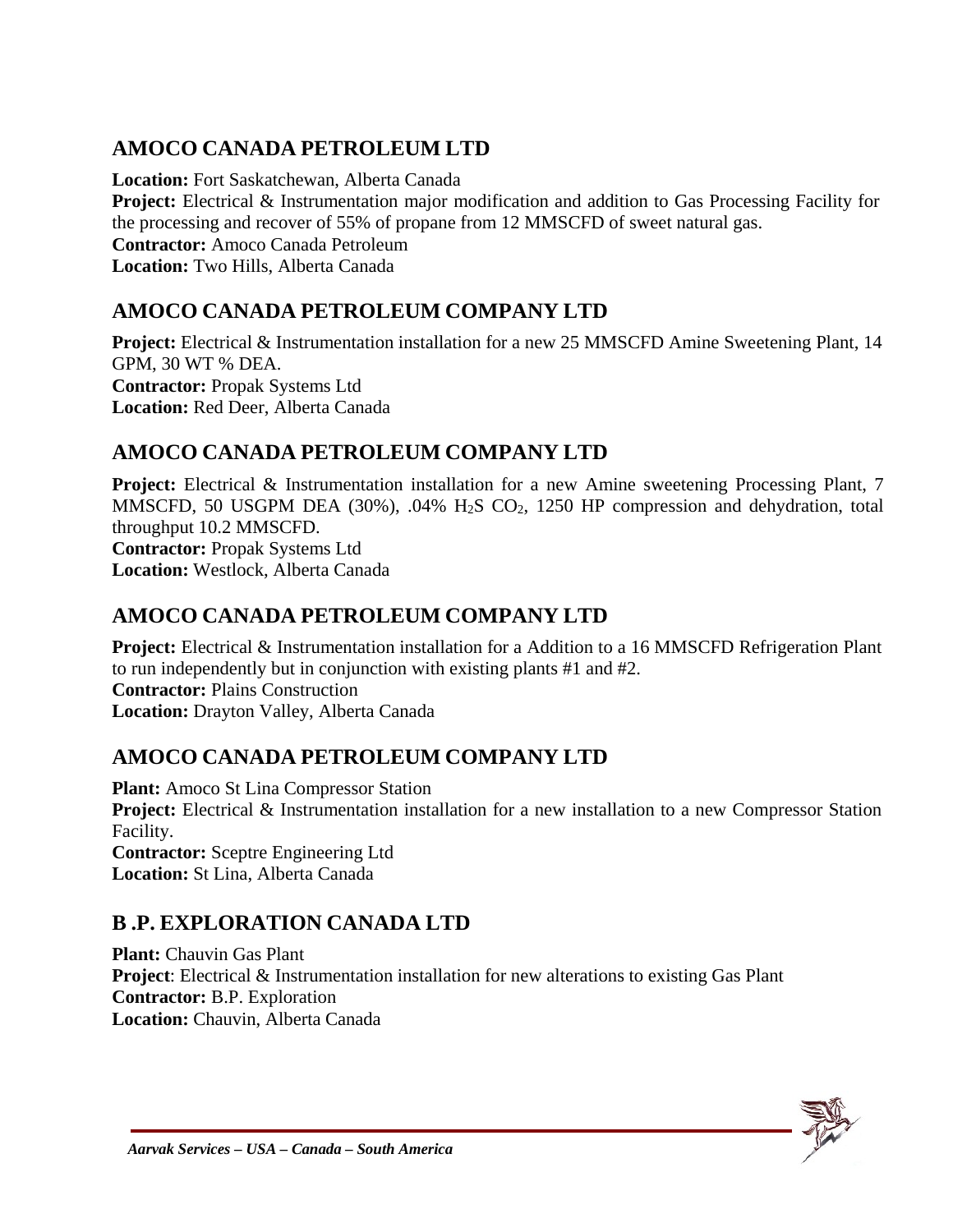## AMOCO CANADA PETROLEUM LTD

**Location:** Fort Saskatchewan, Alberta Canada
**Project:** Electrical & Instrumentation major modification and addition to Gas Processing Facility for the processing and recover of 55% of propane from 12 MMSCFD of sweet natural gas.
**Contractor:** Amoco Canada Petroleum
**Location:** Two Hills, Alberta Canada

## AMOCO CANADA PETROLEUM COMPANY LTD

**Project:** Electrical & Instrumentation installation for a new 25 MMSCFD Amine Sweetening Plant, 14 GPM, 30 WT % DEA.
**Contractor:** Propak Systems Ltd
**Location:** Red Deer, Alberta Canada

## AMOCO CANADA PETROLEUM COMPANY LTD

**Project:** Electrical & Instrumentation installation for a new Amine sweetening Processing Plant, 7 MMSCFD, 50 USGPM DEA (30%), .04% $H_2S$ $CO_2$, 1250 HP compression and dehydration, total throughput 10.2 MMSCFD.
**Contractor:** Propak Systems Ltd
**Location:** Westlock, Alberta Canada

## AMOCO CANADA PETROLEUM COMPANY LTD

**Project:** Electrical & Instrumentation installation for a Addition to a 16 MMSCFD Refrigeration Plant to run independently but in conjunction with existing plants #1 and #2.
**Contractor:** Plains Construction
**Location:** Drayton Valley, Alberta Canada

## AMOCO CANADA PETROLEUM COMPANY LTD

**Plant:** Amoco St Lina Compressor Station
**Project:** Electrical & Instrumentation installation for a new installation to a new Compressor Station Facility.
**Contractor:** Sceptre Engineering Ltd
**Location:** St Lina, Alberta Canada

## B .P. EXPLORATION CANADA LTD

**Plant:** Chauvin Gas Plant
**Project**: Electrical & Instrumentation installation for new alterations to existing Gas Plant
**Contractor:** B.P. Exploration
**Location:** Chauvin, Alberta Canada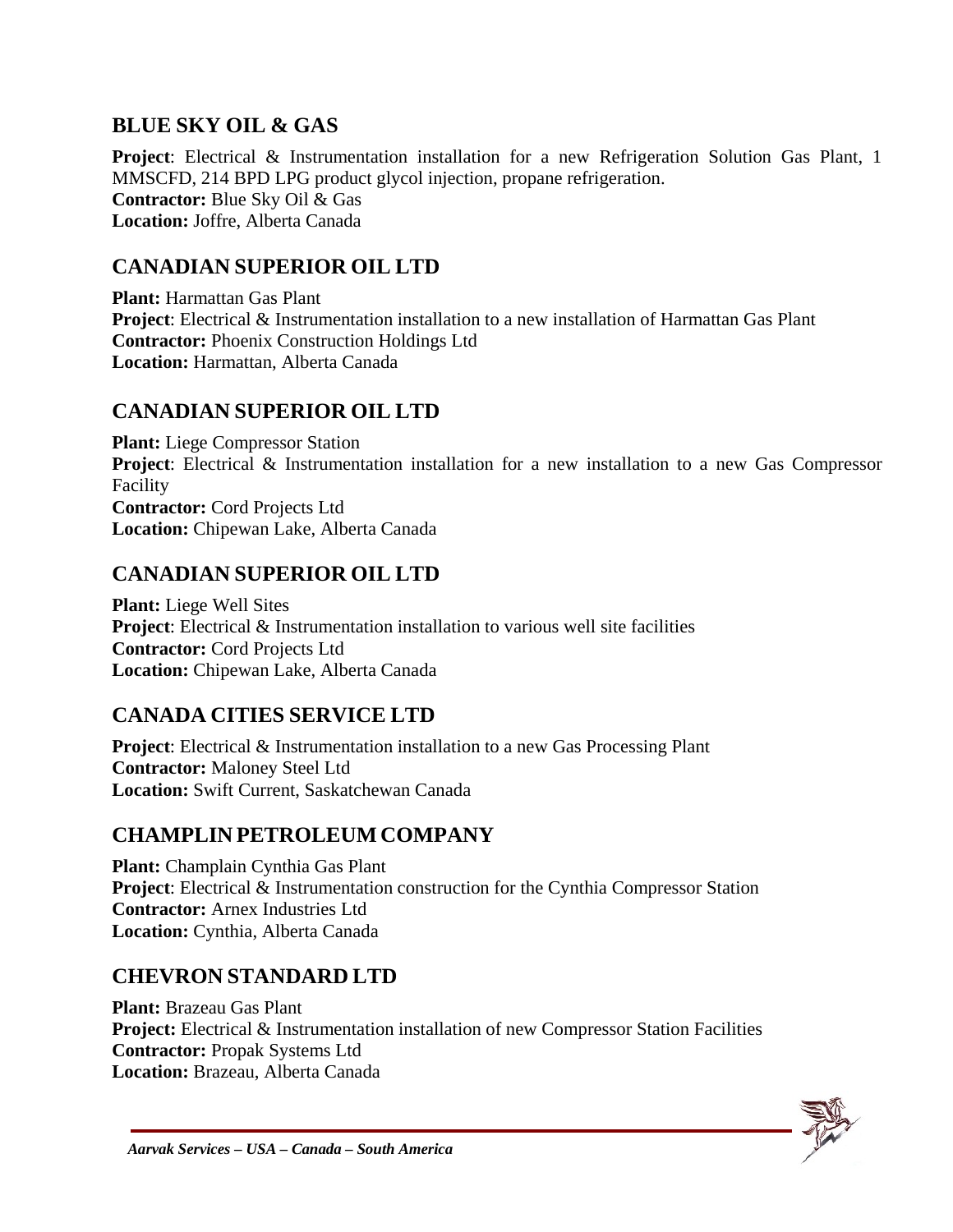## BLUE SKY OIL & GAS

**Project**: Electrical & Instrumentation installation for a new Refrigeration Solution Gas Plant, 1 MMSCFD, 214 BPD LPG product glycol injection, propane refrigeration.
**Contractor:** Blue Sky Oil & Gas
**Location:** Joffre, Alberta Canada

## CANADIAN SUPERIOR OIL LTD

**Plant:** Harmattan Gas Plant
**Project**: Electrical & Instrumentation installation to a new installation of Harmattan Gas Plant
**Contractor:** Phoenix Construction Holdings Ltd
**Location:** Harmattan, Alberta Canada

## CANADIAN SUPERIOR OIL LTD

**Plant:** Liege Compressor Station
**Project**: Electrical & Instrumentation installation for a new installation to a new Gas Compressor Facility
**Contractor:** Cord Projects Ltd
**Location:** Chipewan Lake, Alberta Canada

## CANADIAN SUPERIOR OIL LTD

**Plant:** Liege Well Sites
**Project**: Electrical & Instrumentation installation to various well site facilities
**Contractor:** Cord Projects Ltd
**Location:** Chipewan Lake, Alberta Canada

## CANADA CITIES SERVICE LTD

**Project**: Electrical & Instrumentation installation to a new Gas Processing Plant
**Contractor:** Maloney Steel Ltd
**Location:** Swift Current, Saskatchewan Canada

## CHAMPLIN PETROLEUM COMPANY

**Plant:** Champlain Cynthia Gas Plant
**Project**: Electrical & Instrumentation construction for the Cynthia Compressor Station
**Contractor:** Arnex Industries Ltd
**Location:** Cynthia, Alberta Canada

## CHEVRON STANDARD LTD

**Plant:** Brazeau Gas Plant
**Project:** Electrical & Instrumentation installation of new Compressor Station Facilities
**Contractor:** Propak Systems Ltd
**Location:** Brazeau, Alberta Canada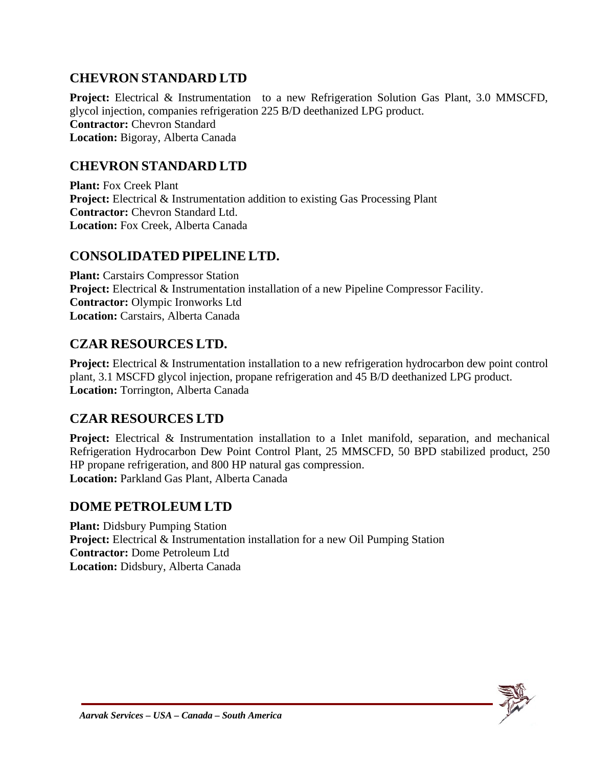## CHEVRON STANDARD LTD

**Project:** Electrical & Instrumentation to a new Refrigeration Solution Gas Plant, 3.0 MMSCFD, glycol injection, companies refrigeration 225 B/D deethanized LPG product.
**Contractor:** Chevron Standard
**Location:** Bigoray, Alberta Canada

## CHEVRON STANDARD LTD

**Plant:** Fox Creek Plant
**Project:** Electrical & Instrumentation addition to existing Gas Processing Plant
**Contractor:** Chevron Standard Ltd.
**Location:** Fox Creek, Alberta Canada

## CONSOLIDATED PIPELINE LTD.

**Plant:** Carstairs Compressor Station
**Project:** Electrical & Instrumentation installation of a new Pipeline Compressor Facility.
**Contractor:** Olympic Ironworks Ltd
**Location:** Carstairs, Alberta Canada

## CZAR RESOURCES LTD.

**Project:** Electrical & Instrumentation installation to a new refrigeration hydrocarbon dew point control plant, 3.1 MSCFD glycol injection, propane refrigeration and 45 B/D deethanized LPG product.
**Location:** Torrington, Alberta Canada

## CZAR RESOURCES LTD

**Project:** Electrical & Instrumentation installation to a Inlet manifold, separation, and mechanical Refrigeration Hydrocarbon Dew Point Control Plant, 25 MMSCFD, 50 BPD stabilized product, 250 HP propane refrigeration, and 800 HP natural gas compression.
**Location:** Parkland Gas Plant, Alberta Canada

## DOME PETROLEUM LTD

**Plant:** Didsbury Pumping Station
**Project:** Electrical & Instrumentation installation for a new Oil Pumping Station
**Contractor:** Dome Petroleum Ltd
**Location:** Didsbury, Alberta Canada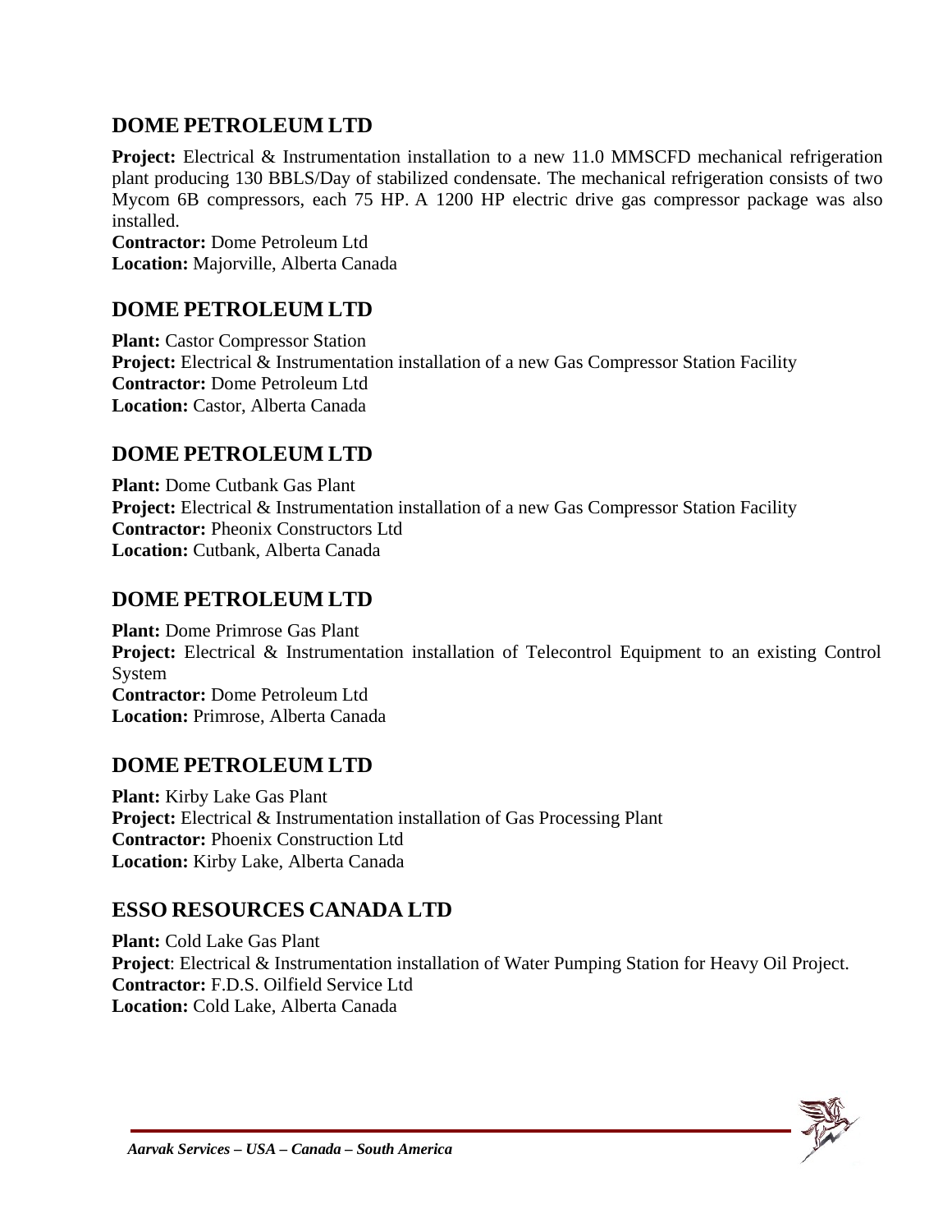## DOME PETROLEUM LTD

**Project:** Electrical & Instrumentation installation to a new 11.0 MMSCFD mechanical refrigeration plant producing 130 BBLS/Day of stabilized condensate. The mechanical refrigeration consists of two Mycom 6B compressors, each 75 HP. A 1200 HP electric drive gas compressor package was also installed.
**Contractor:** Dome Petroleum Ltd
**Location:** Majorville, Alberta Canada

## DOME PETROLEUM LTD

**Plant:** Castor Compressor Station
**Project:** Electrical & Instrumentation installation of a new Gas Compressor Station Facility
**Contractor:** Dome Petroleum Ltd
**Location:** Castor, Alberta Canada

## DOME PETROLEUM LTD

**Plant:** Dome Cutbank Gas Plant
**Project:** Electrical & Instrumentation installation of a new Gas Compressor Station Facility
**Contractor:** Pheonix Constructors Ltd
**Location:** Cutbank, Alberta Canada

## DOME PETROLEUM LTD

**Plant:** Dome Primrose Gas Plant
**Project:** Electrical & Instrumentation installation of Telecontrol Equipment to an existing Control System
**Contractor:** Dome Petroleum Ltd
**Location:** Primrose, Alberta Canada

## DOME PETROLEUM LTD

**Plant:** Kirby Lake Gas Plant
**Project:** Electrical & Instrumentation installation of Gas Processing Plant
**Contractor:** Phoenix Construction Ltd
**Location:** Kirby Lake, Alberta Canada

## ESSO RESOURCES CANADA LTD

**Plant:** Cold Lake Gas Plant
**Project**: Electrical & Instrumentation installation of Water Pumping Station for Heavy Oil Project.
**Contractor:** F.D.S. Oilfield Service Ltd
**Location:** Cold Lake, Alberta Canada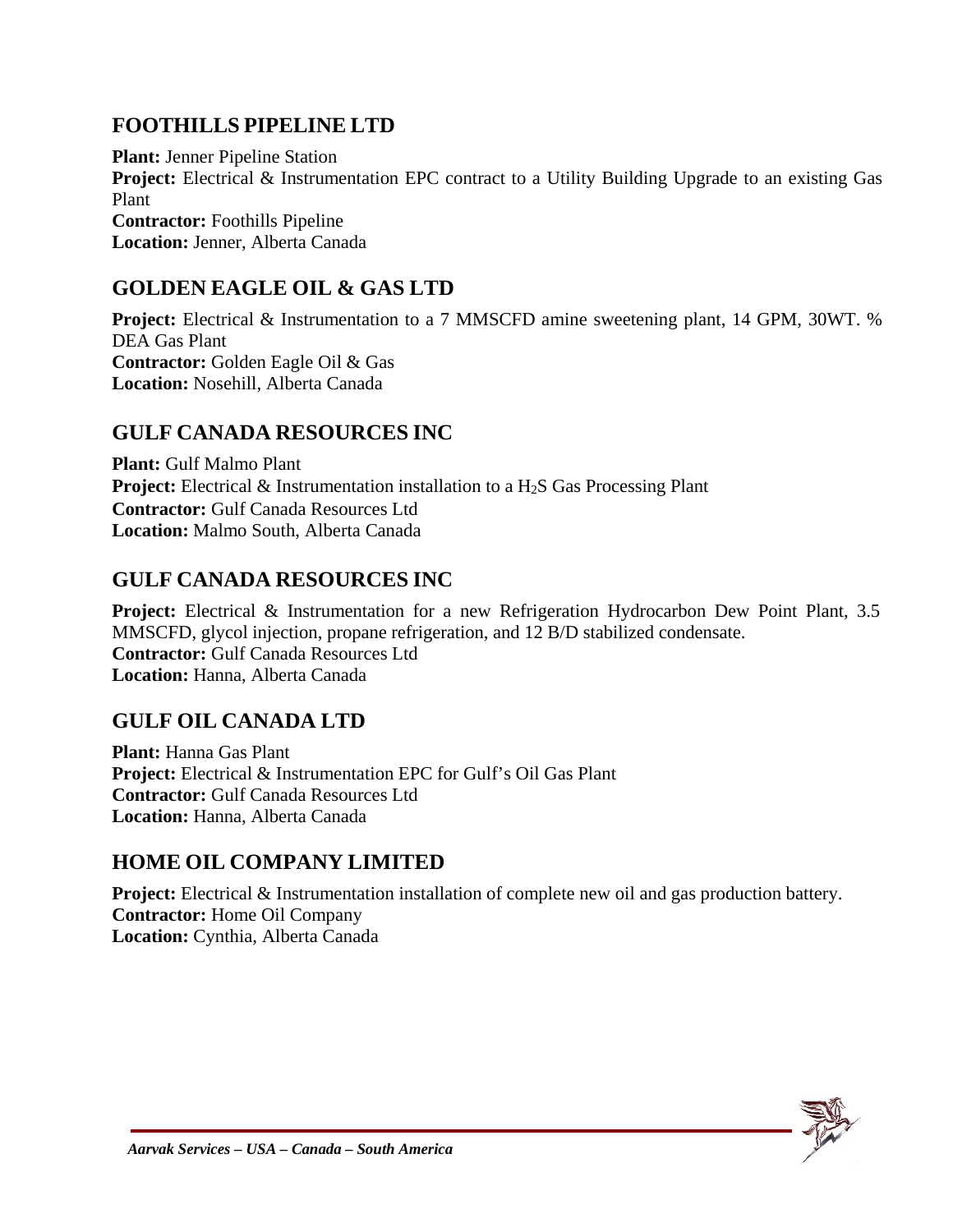## FOOTHILLS PIPELINE LTD

**Plant:** Jenner Pipeline Station
**Project:** Electrical & Instrumentation EPC contract to a Utility Building Upgrade to an existing Gas Plant
**Contractor:** Foothills Pipeline
**Location:** Jenner, Alberta Canada

## GOLDEN EAGLE OIL & GAS LTD

**Project:** Electrical & Instrumentation to a 7 MMSCFD amine sweetening plant, 14 GPM, 30WT. % DEA Gas Plant
**Contractor:** Golden Eagle Oil & Gas
**Location:** Nosehill, Alberta Canada

## GULF CANADA RESOURCES INC

**Plant:** Gulf Malmo Plant
**Project:** Electrical & Instrumentation installation to a $H_2S$ Gas Processing Plant
**Contractor:** Gulf Canada Resources Ltd
**Location:** Malmo South, Alberta Canada

## GULF CANADA RESOURCES INC

**Project:** Electrical & Instrumentation for a new Refrigeration Hydrocarbon Dew Point Plant, 3.5 MMSCFD, glycol injection, propane refrigeration, and 12 B/D stabilized condensate.
**Contractor:** Gulf Canada Resources Ltd
**Location:** Hanna, Alberta Canada

## GULF OIL CANADA LTD

**Plant:** Hanna Gas Plant
**Project:** Electrical & Instrumentation EPC for Gulf's Oil Gas Plant
**Contractor:** Gulf Canada Resources Ltd
**Location:** Hanna, Alberta Canada

## HOME OIL COMPANY LIMITED

**Project:** Electrical & Instrumentation installation of complete new oil and gas production battery.
**Contractor:** Home Oil Company
**Location:** Cynthia, Alberta Canada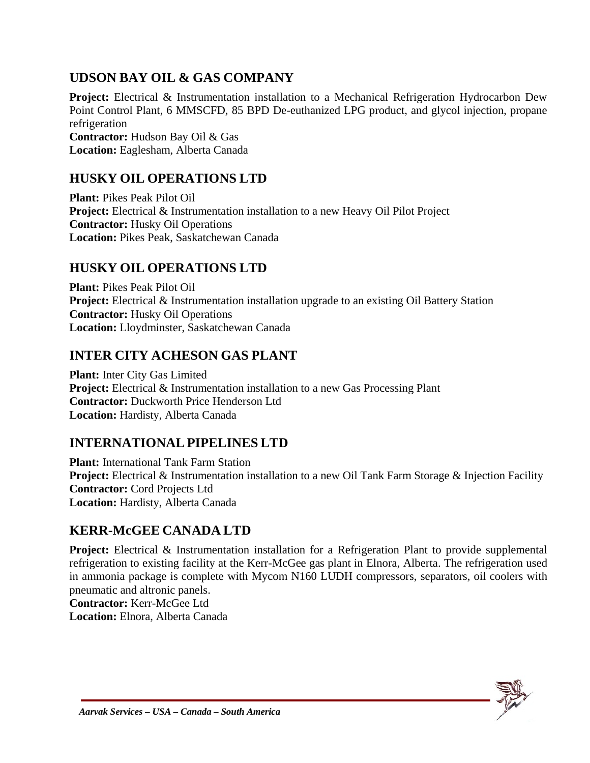## UDSON BAY OIL & GAS COMPANY

**Project:** Electrical & Instrumentation installation to a Mechanical Refrigeration Hydrocarbon Dew Point Control Plant, 6 MMSCFD, 85 BPD De-euthanized LPG product, and glycol injection, propane refrigeration
**Contractor:** Hudson Bay Oil & Gas
**Location:** Eaglesham, Alberta Canada

## HUSKY OIL OPERATIONS LTD

**Plant:** Pikes Peak Pilot Oil
**Project:** Electrical & Instrumentation installation to a new Heavy Oil Pilot Project
**Contractor:** Husky Oil Operations
**Location:** Pikes Peak, Saskatchewan Canada

## HUSKY OIL OPERATIONS LTD

**Plant:** Pikes Peak Pilot Oil
**Project:** Electrical & Instrumentation installation upgrade to an existing Oil Battery Station
**Contractor:** Husky Oil Operations
**Location:** Lloydminster, Saskatchewan Canada

## INTER CITY ACHESON GAS PLANT

**Plant:** Inter City Gas Limited
**Project:** Electrical & Instrumentation installation to a new Gas Processing Plant
**Contractor:** Duckworth Price Henderson Ltd
**Location:** Hardisty, Alberta Canada

## INTERNATIONAL PIPELINES LTD

**Plant:** International Tank Farm Station
**Project:** Electrical & Instrumentation installation to a new Oil Tank Farm Storage & Injection Facility
**Contractor:** Cord Projects Ltd
**Location:** Hardisty, Alberta Canada

## KERR-McGEE CANADA LTD

**Project:** Electrical & Instrumentation installation for a Refrigeration Plant to provide supplemental refrigeration to existing facility at the Kerr-McGee gas plant in Elnora, Alberta. The refrigeration used in ammonia package is complete with Mycom N160 LUDH compressors, separators, oil coolers with pneumatic and altronic panels.
**Contractor:** Kerr-McGee Ltd
**Location:** Elnora, Alberta Canada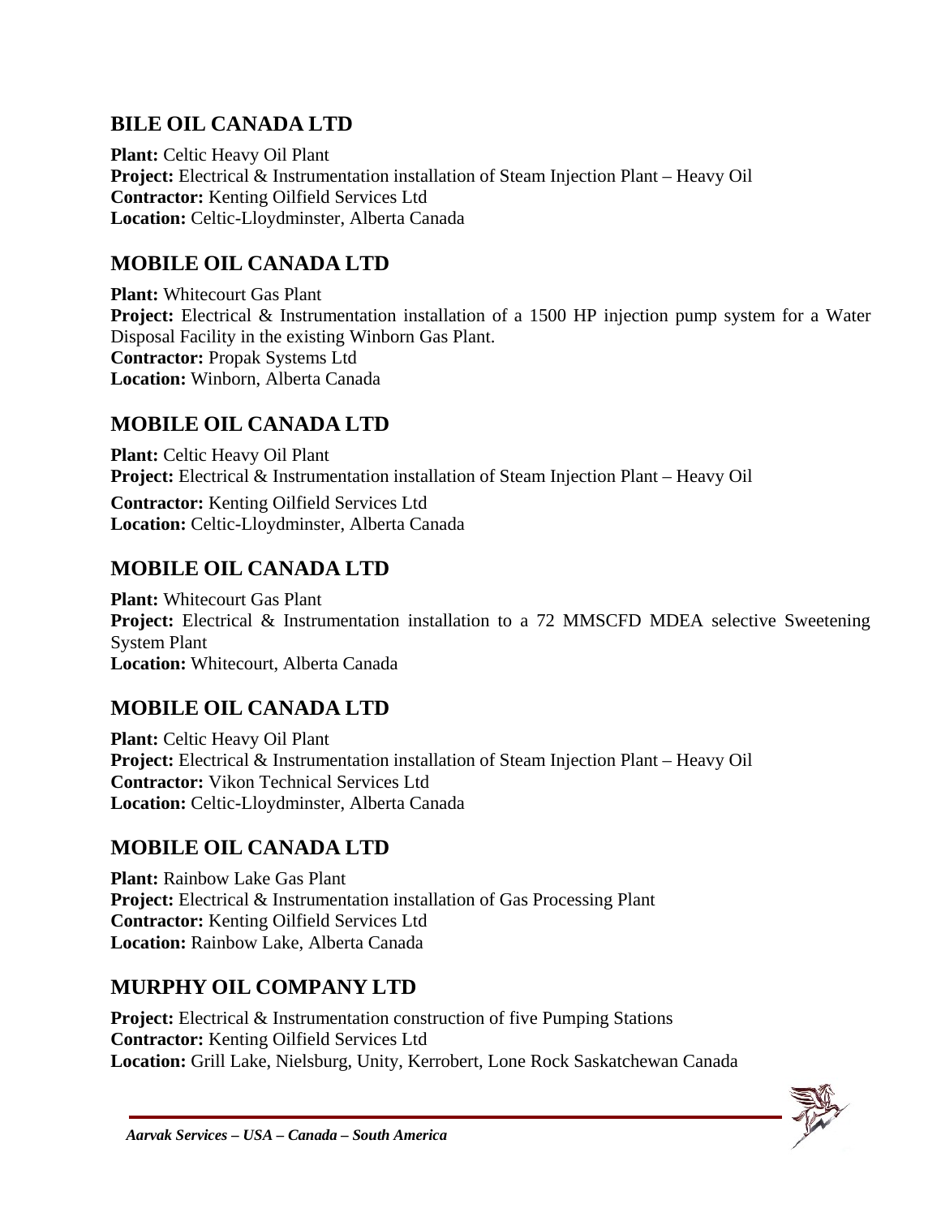## BILE OIL CANADA LTD

**Plant:** Celtic Heavy Oil Plant
**Project:** Electrical & Instrumentation installation of Steam Injection Plant – Heavy Oil
**Contractor:** Kenting Oilfield Services Ltd
**Location:** Celtic-Lloydminster, Alberta Canada

## MOBILE OIL CANADA LTD

**Plant:** Whitecourt Gas Plant
**Project:** Electrical & Instrumentation installation of a 1500 HP injection pump system for a Water Disposal Facility in the existing Winborn Gas Plant.
**Contractor:** Propak Systems Ltd
**Location:** Winborn, Alberta Canada

## MOBILE OIL CANADA LTD

**Plant:** Celtic Heavy Oil Plant
**Project:** Electrical & Instrumentation installation of Steam Injection Plant – Heavy Oil
**Contractor:** Kenting Oilfield Services Ltd
**Location:** Celtic-Lloydminster, Alberta Canada

## MOBILE OIL CANADA LTD

**Plant:** Whitecourt Gas Plant
**Project:** Electrical & Instrumentation installation to a 72 MMSCFD MDEA selective Sweetening System Plant
**Location:** Whitecourt, Alberta Canada

## MOBILE OIL CANADA LTD

**Plant:** Celtic Heavy Oil Plant
**Project:** Electrical & Instrumentation installation of Steam Injection Plant – Heavy Oil
**Contractor:** Vikon Technical Services Ltd
**Location:** Celtic-Lloydminster, Alberta Canada

## MOBILE OIL CANADA LTD

**Plant:** Rainbow Lake Gas Plant
**Project:** Electrical & Instrumentation installation of Gas Processing Plant
**Contractor:** Kenting Oilfield Services Ltd
**Location:** Rainbow Lake, Alberta Canada

## MURPHY OIL COMPANY LTD

**Project:** Electrical & Instrumentation construction of five Pumping Stations
**Contractor:** Kenting Oilfield Services Ltd
**Location:** Grill Lake, Nielsburg, Unity, Kerrobert, Lone Rock Saskatchewan Canada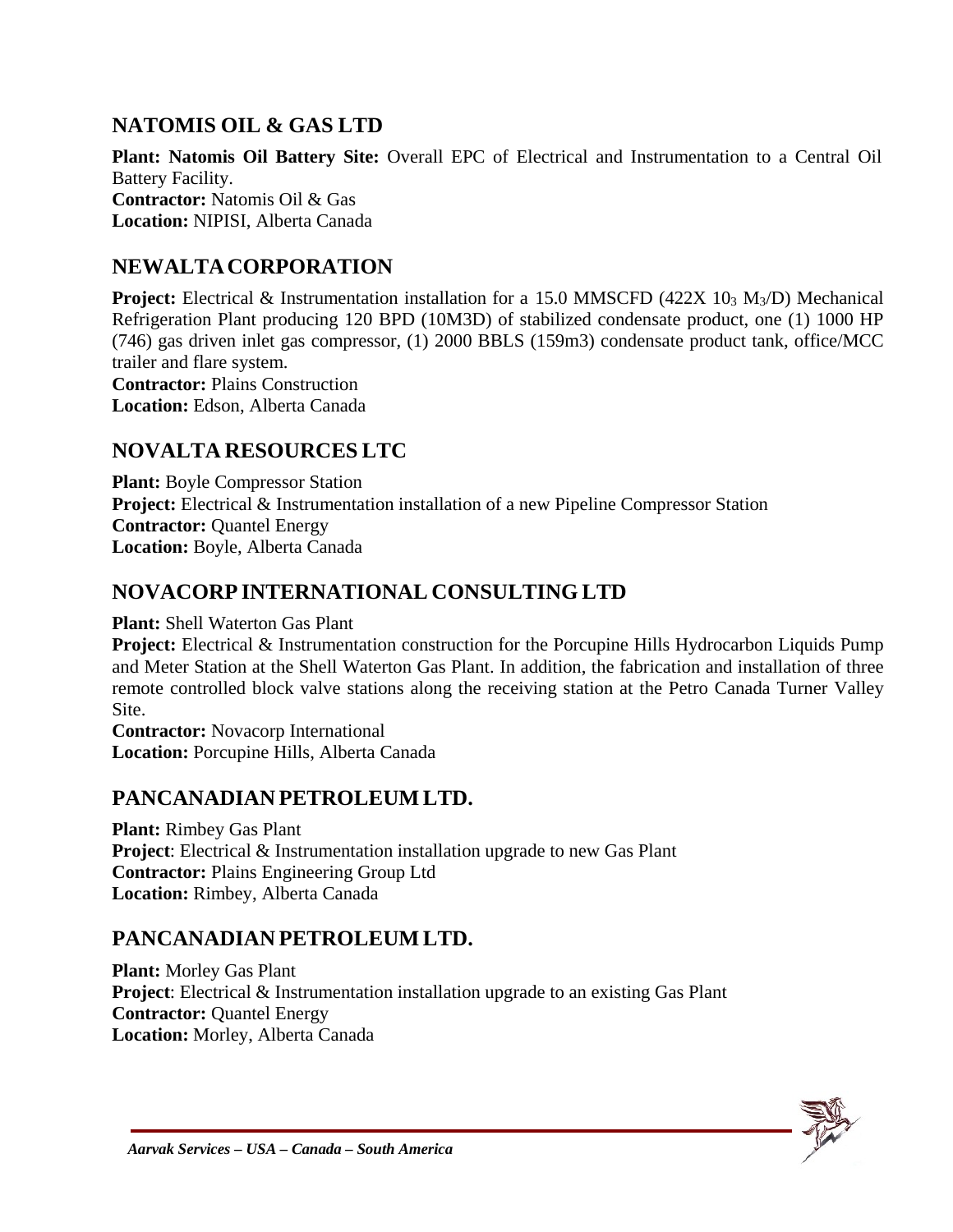## NATOMIS OIL & GAS LTD

**Plant: Natomis Oil Battery Site:** Overall EPC of Electrical and Instrumentation to a Central Oil Battery Facility.
**Contractor:** Natomis Oil & Gas
**Location:** NIPISI, Alberta Canada

## NEWALTA CORPORATION

**Project:** Electrical & Instrumentation installation for a 15.0 MMSCFD (422X $10_3$ $M_3$/D) Mechanical Refrigeration Plant producing 120 BPD (10M3D) of stabilized condensate product, one (1) 1000 HP (746) gas driven inlet gas compressor, (1) 2000 BBLS (159m3) condensate product tank, office/MCC trailer and flare system.
**Contractor:** Plains Construction
**Location:** Edson, Alberta Canada

## NOVALTA RESOURCES LTC

**Plant:** Boyle Compressor Station
**Project:** Electrical & Instrumentation installation of a new Pipeline Compressor Station
**Contractor:** Quantel Energy
**Location:** Boyle, Alberta Canada

## NOVACORP INTERNATIONAL CONSULTING LTD

**Plant:** Shell Waterton Gas Plant
**Project:** Electrical & Instrumentation construction for the Porcupine Hills Hydrocarbon Liquids Pump and Meter Station at the Shell Waterton Gas Plant. In addition, the fabrication and installation of three remote controlled block valve stations along the receiving station at the Petro Canada Turner Valley Site.
**Contractor:** Novacorp International
**Location:** Porcupine Hills, Alberta Canada

## PANCANADIAN PETROLEUM LTD.

**Plant:** Rimbey Gas Plant
**Project**: Electrical & Instrumentation installation upgrade to new Gas Plant
**Contractor:** Plains Engineering Group Ltd
**Location:** Rimbey, Alberta Canada

## PANCANADIAN PETROLEUM LTD.

**Plant:** Morley Gas Plant
**Project**: Electrical & Instrumentation installation upgrade to an existing Gas Plant
**Contractor:** Quantel Energy
**Location:** Morley, Alberta Canada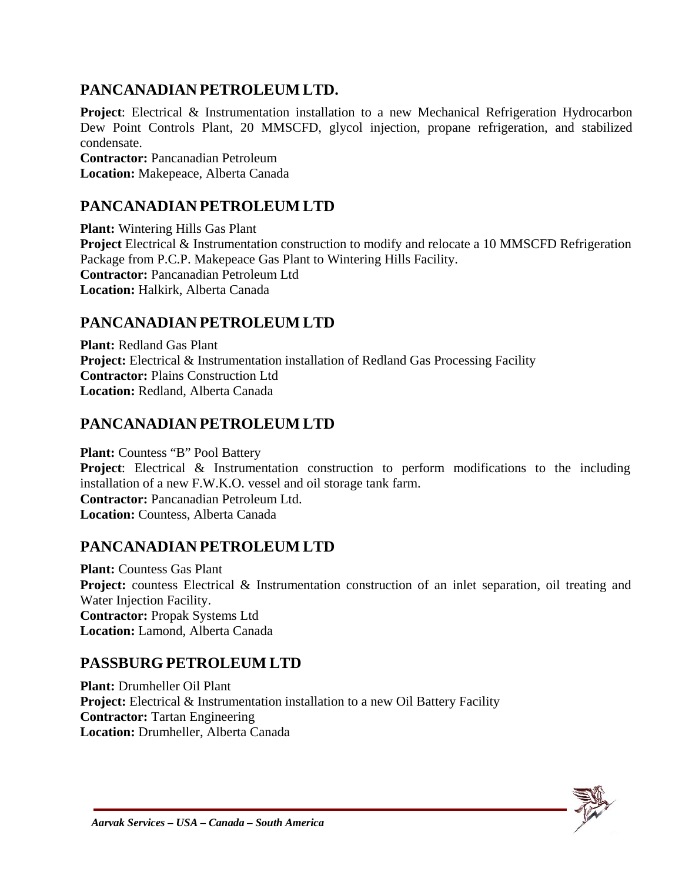## PANCANADIAN PETROLEUM LTD.

**Project**: Electrical & Instrumentation installation to a new Mechanical Refrigeration Hydrocarbon Dew Point Controls Plant, 20 MMSCFD, glycol injection, propane refrigeration, and stabilized condensate.
**Contractor:** Pancanadian Petroleum
**Location:** Makepeace, Alberta Canada

## PANCANADIAN PETROLEUM LTD

**Plant:** Wintering Hills Gas Plant
**Project** Electrical & Instrumentation construction to modify and relocate a 10 MMSCFD Refrigeration Package from P.C.P. Makepeace Gas Plant to Wintering Hills Facility.
**Contractor:** Pancanadian Petroleum Ltd
**Location:** Halkirk, Alberta Canada

## PANCANADIAN PETROLEUM LTD

**Plant:** Redland Gas Plant
**Project:** Electrical & Instrumentation installation of Redland Gas Processing Facility
**Contractor:** Plains Construction Ltd
**Location:** Redland, Alberta Canada

## PANCANADIAN PETROLEUM LTD

**Plant:** Countess "B" Pool Battery
**Project**: Electrical & Instrumentation construction to perform modifications to the including installation of a new F.W.K.O. vessel and oil storage tank farm.
**Contractor:** Pancanadian Petroleum Ltd.
**Location:** Countess, Alberta Canada

## PANCANADIAN PETROLEUM LTD

**Plant:** Countess Gas Plant
**Project:** countess Electrical & Instrumentation construction of an inlet separation, oil treating and Water Injection Facility.
**Contractor:** Propak Systems Ltd
**Location:** Lamond, Alberta Canada

## PASSBURG PETROLEUM LTD

**Plant:** Drumheller Oil Plant
**Project:** Electrical & Instrumentation installation to a new Oil Battery Facility
**Contractor:** Tartan Engineering
**Location:** Drumheller, Alberta Canada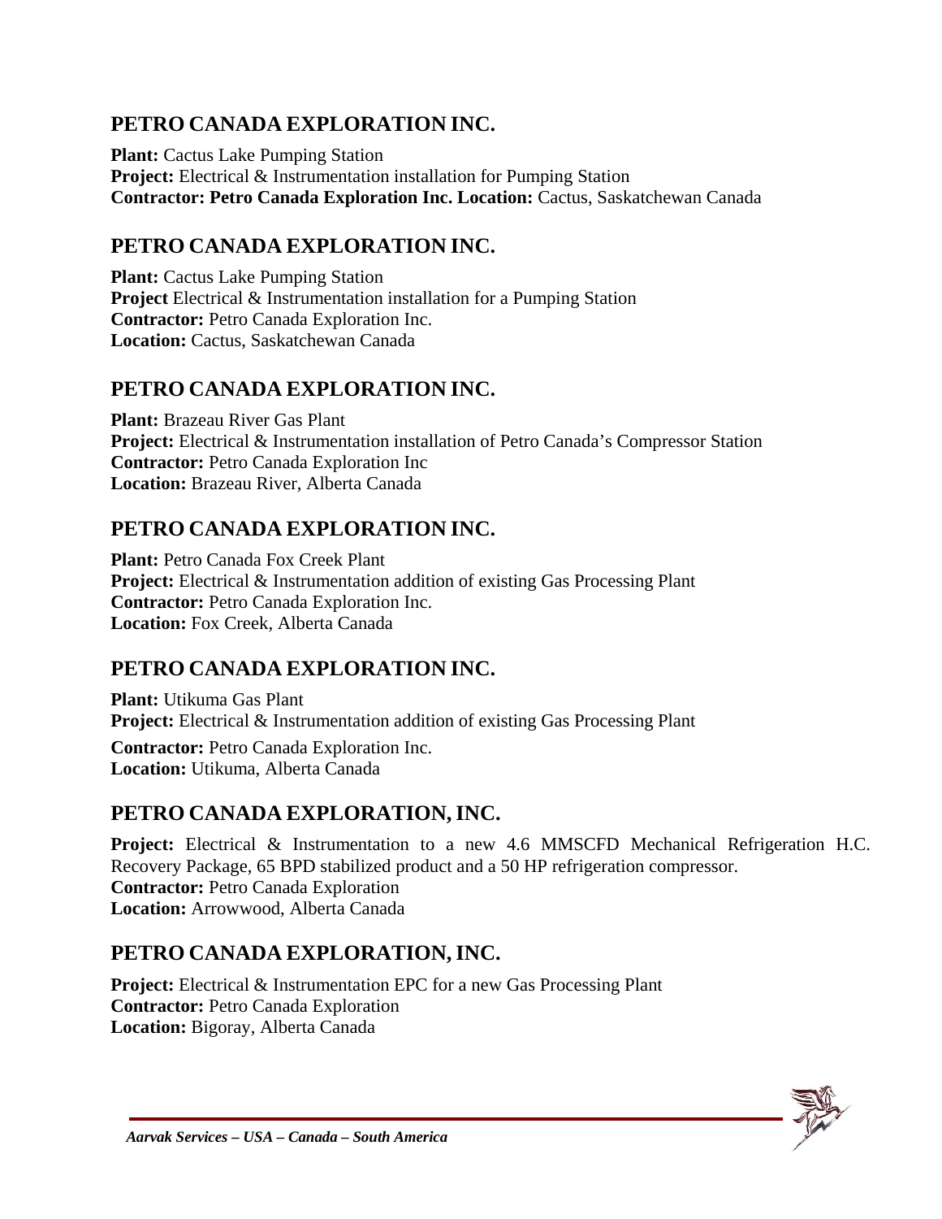## PETRO CANADA EXPLORATION INC.

**Plant:** Cactus Lake Pumping Station
**Project:** Electrical & Instrumentation installation for Pumping Station
**Contractor: Petro Canada Exploration Inc. Location:** Cactus, Saskatchewan Canada

## PETRO CANADA EXPLORATION INC.

**Plant:** Cactus Lake Pumping Station
**Project** Electrical & Instrumentation installation for a Pumping Station
**Contractor:** Petro Canada Exploration Inc.
**Location:** Cactus, Saskatchewan Canada

## PETRO CANADA EXPLORATION INC.

**Plant:** Brazeau River Gas Plant
**Project:** Electrical & Instrumentation installation of Petro Canada's Compressor Station
**Contractor:** Petro Canada Exploration Inc
**Location:** Brazeau River, Alberta Canada

## PETRO CANADA EXPLORATION INC.

**Plant:** Petro Canada Fox Creek Plant
**Project:** Electrical & Instrumentation addition of existing Gas Processing Plant
**Contractor:** Petro Canada Exploration Inc.
**Location:** Fox Creek, Alberta Canada

## PETRO CANADA EXPLORATION INC.

**Plant:** Utikuma Gas Plant
**Project:** Electrical & Instrumentation addition of existing Gas Processing Plant
**Contractor:** Petro Canada Exploration Inc.
**Location:** Utikuma, Alberta Canada

## PETRO CANADA EXPLORATION, INC.

**Project:** Electrical & Instrumentation to a new 4.6 MMSCFD Mechanical Refrigeration H.C. Recovery Package, 65 BPD stabilized product and a 50 HP refrigeration compressor.
**Contractor:** Petro Canada Exploration
**Location:** Arrowwood, Alberta Canada

## PETRO CANADA EXPLORATION, INC.

**Project:** Electrical & Instrumentation EPC for a new Gas Processing Plant
**Contractor:** Petro Canada Exploration
**Location:** Bigoray, Alberta Canada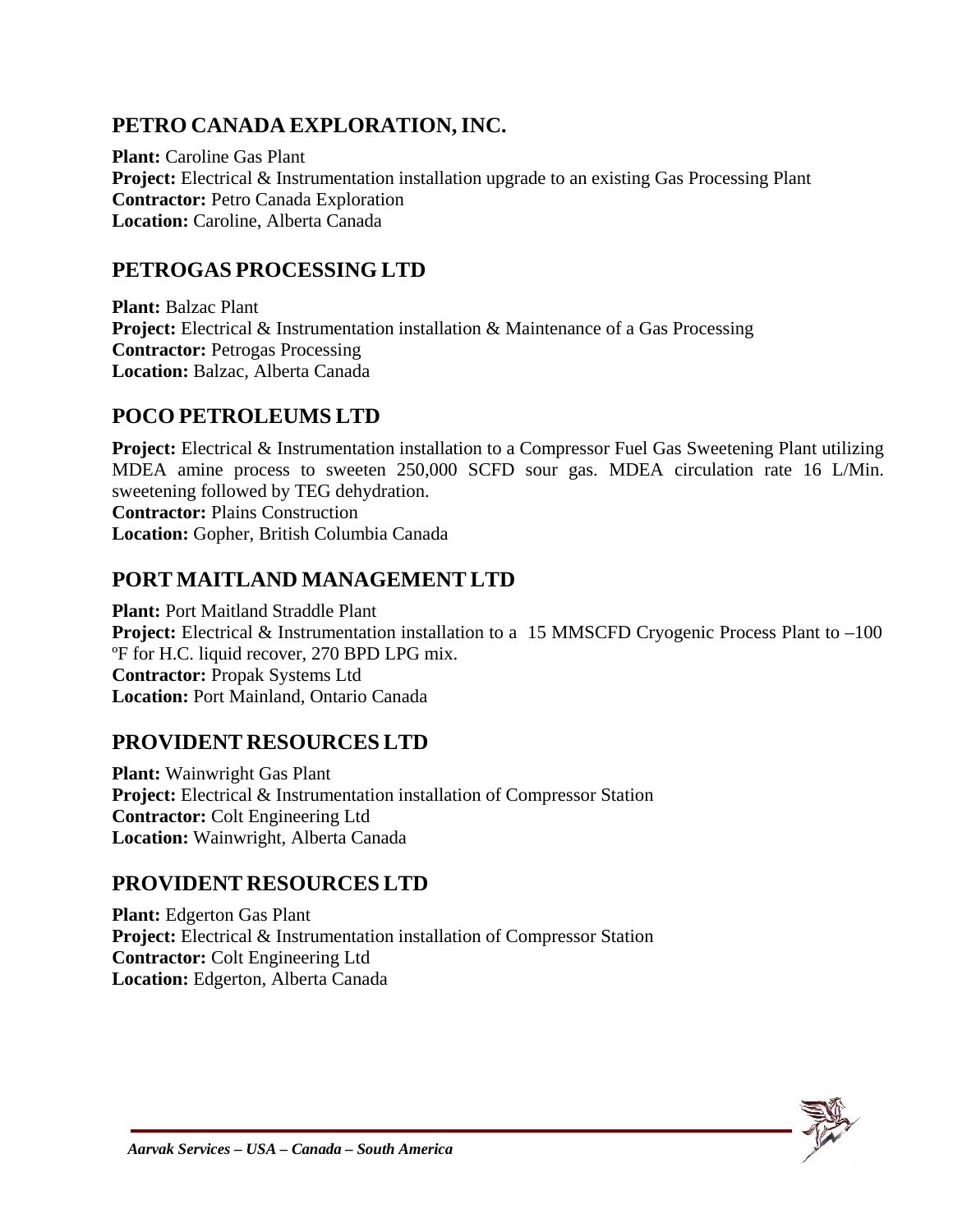## PETRO CANADA EXPLORATION, INC.

**Plant:** Caroline Gas Plant
**Project:** Electrical & Instrumentation installation upgrade to an existing Gas Processing Plant
**Contractor:** Petro Canada Exploration
**Location:** Caroline, Alberta Canada

## PETROGAS PROCESSING LTD

**Plant:** Balzac Plant
**Project:** Electrical & Instrumentation installation & Maintenance of a Gas Processing
**Contractor:** Petrogas Processing
**Location:** Balzac, Alberta Canada

## POCO PETROLEUMS LTD

**Project:** Electrical & Instrumentation installation to a Compressor Fuel Gas Sweetening Plant utilizing MDEA amine process to sweeten 250,000 SCFD sour gas. MDEA circulation rate 16 L/Min. sweetening followed by TEG dehydration.
**Contractor:** Plains Construction
**Location:** Gopher, British Columbia Canada

## PORT MAITLAND MANAGEMENT LTD

**Plant:** Port Maitland Straddle Plant
**Project:** Electrical & Instrumentation installation to a 15 MMSCFD Cryogenic Process Plant to –100 ºF for H.C. liquid recover, 270 BPD LPG mix.
**Contractor:** Propak Systems Ltd
**Location:** Port Mainland, Ontario Canada

## PROVIDENT RESOURCES LTD

**Plant:** Wainwright Gas Plant
**Project:** Electrical & Instrumentation installation of Compressor Station
**Contractor:** Colt Engineering Ltd
**Location:** Wainwright, Alberta Canada

## PROVIDENT RESOURCES LTD

**Plant:** Edgerton Gas Plant
**Project:** Electrical & Instrumentation installation of Compressor Station
**Contractor:** Colt Engineering Ltd
**Location:** Edgerton, Alberta Canada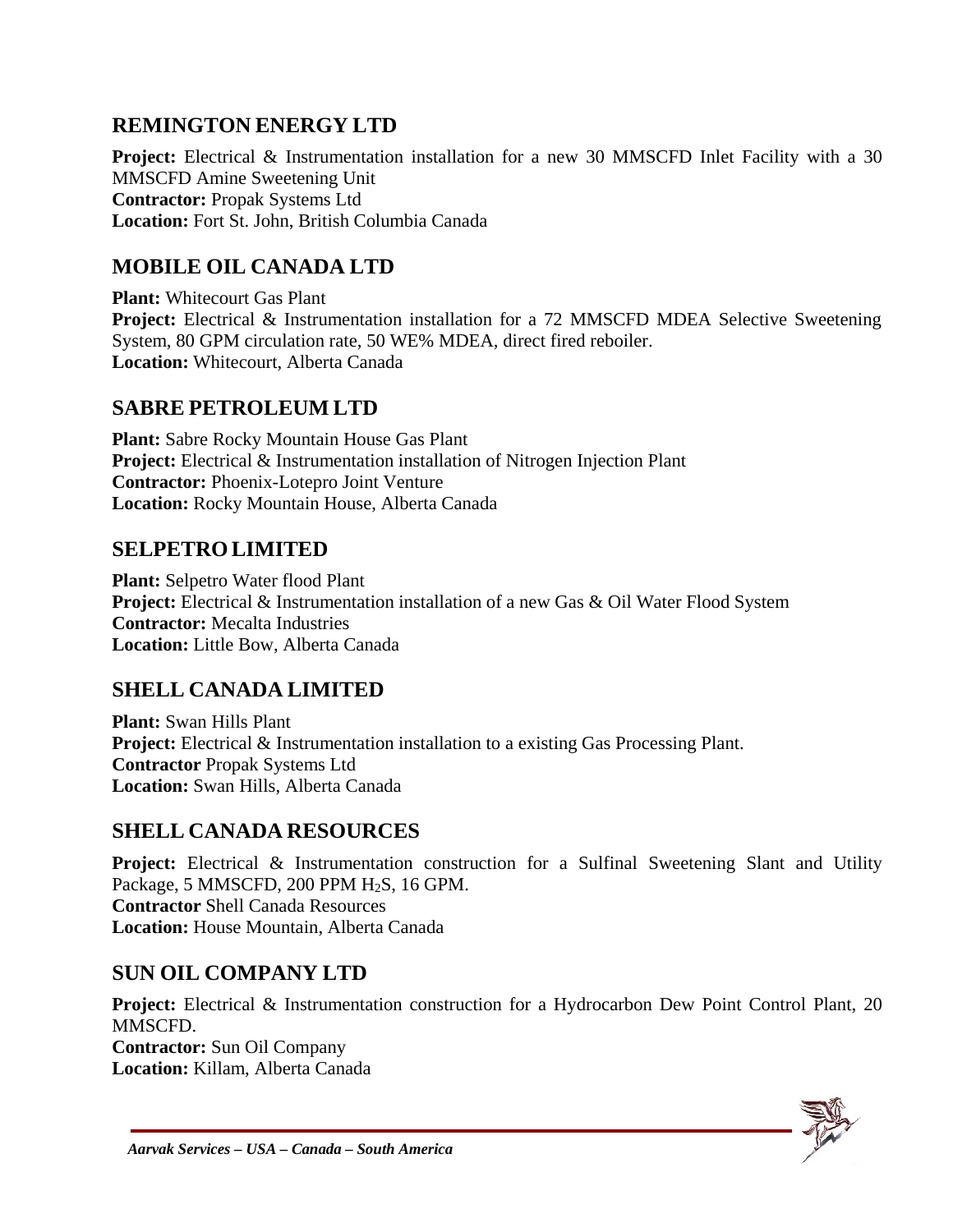## REMINGTON ENERGY LTD

**Project:** Electrical & Instrumentation installation for a new 30 MMSCFD Inlet Facility with a 30 MMSCFD Amine Sweetening Unit
**Contractor:** Propak Systems Ltd
**Location:** Fort St. John, British Columbia Canada

## MOBILE OIL CANADA LTD

**Plant:** Whitecourt Gas Plant
**Project:** Electrical & Instrumentation installation for a 72 MMSCFD MDEA Selective Sweetening System, 80 GPM circulation rate, 50 WE% MDEA, direct fired reboiler.
**Location:** Whitecourt, Alberta Canada

## SABRE PETROLEUM LTD

**Plant:** Sabre Rocky Mountain House Gas Plant
**Project:** Electrical & Instrumentation installation of Nitrogen Injection Plant
**Contractor:** Phoenix-Lotepro Joint Venture
**Location:** Rocky Mountain House, Alberta Canada

## SELPETRO LIMITED

**Plant:** Selpetro Water flood Plant
**Project:** Electrical & Instrumentation installation of a new Gas & Oil Water Flood System
**Contractor:** Mecalta Industries
**Location:** Little Bow, Alberta Canada

## SHELL CANADA LIMITED

**Plant:** Swan Hills Plant
**Project:** Electrical & Instrumentation installation to a existing Gas Processing Plant.
**Contractor** Propak Systems Ltd
**Location:** Swan Hills, Alberta Canada

## SHELL CANADA RESOURCES

**Project:** Electrical & Instrumentation construction for a Sulfinal Sweetening Slant and Utility Package, 5 MMSCFD, 200 PPM $H_2S$, 16 GPM.
**Contractor** Shell Canada Resources
**Location:** House Mountain, Alberta Canada

## SUN OIL COMPANY LTD

**Project:** Electrical & Instrumentation construction for a Hydrocarbon Dew Point Control Plant, 20 MMSCFD.
**Contractor:** Sun Oil Company
**Location:** Killam, Alberta Canada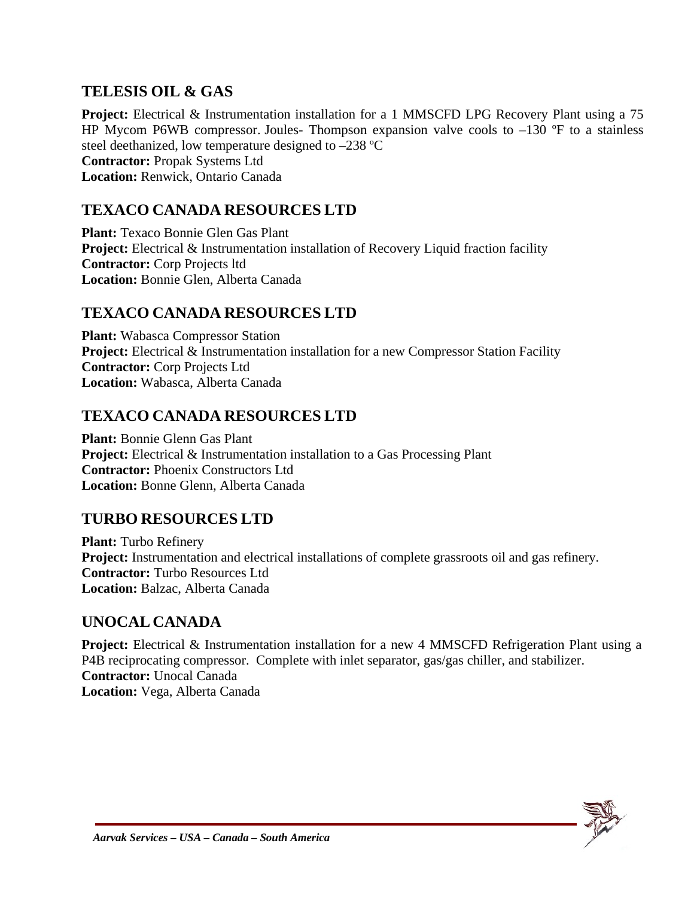## TELESIS OIL & GAS

**Project:** Electrical & Instrumentation installation for a 1 MMSCFD LPG Recovery Plant using a 75 HP Mycom P6WB compressor. Joules- Thompson expansion valve cools to –130 ºF to a stainless steel deethanized, low temperature designed to –238 ºC
**Contractor:** Propak Systems Ltd
**Location:** Renwick, Ontario Canada

## TEXACO CANADA RESOURCES LTD

**Plant:** Texaco Bonnie Glen Gas Plant
**Project:** Electrical & Instrumentation installation of Recovery Liquid fraction facility
**Contractor:** Corp Projects ltd
**Location:** Bonnie Glen, Alberta Canada

## TEXACO CANADA RESOURCES LTD

**Plant:** Wabasca Compressor Station
**Project:** Electrical & Instrumentation installation for a new Compressor Station Facility
**Contractor:** Corp Projects Ltd
**Location:** Wabasca, Alberta Canada

## TEXACO CANADA RESOURCES LTD

**Plant:** Bonnie Glenn Gas Plant
**Project:** Electrical & Instrumentation installation to a Gas Processing Plant
**Contractor:** Phoenix Constructors Ltd
**Location:** Bonne Glenn, Alberta Canada

## TURBO RESOURCES LTD

**Plant:** Turbo Refinery
**Project:** Instrumentation and electrical installations of complete grassroots oil and gas refinery.
**Contractor:** Turbo Resources Ltd
**Location:** Balzac, Alberta Canada

## UNOCAL CANADA

**Project:** Electrical & Instrumentation installation for a new 4 MMSCFD Refrigeration Plant using a P4B reciprocating compressor. Complete with inlet separator, gas/gas chiller, and stabilizer.
**Contractor:** Unocal Canada
**Location:** Vega, Alberta Canada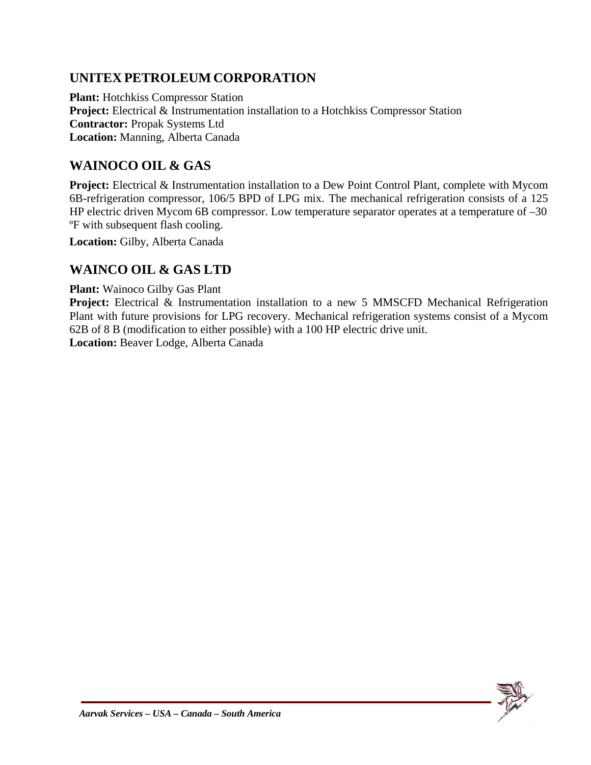## UNITEX PETROLEUM CORPORATION

**Plant:** Hotchkiss Compressor Station
**Project:** Electrical & Instrumentation installation to a Hotchkiss Compressor Station
**Contractor:** Propak Systems Ltd
**Location:** Manning, Alberta Canada

## WAINOCO OIL & GAS

**Project:** Electrical & Instrumentation installation to a Dew Point Control Plant, complete with Mycom 6B-refrigeration compressor, 106/5 BPD of LPG mix. The mechanical refrigeration consists of a 125 HP electric driven Mycom 6B compressor. Low temperature separator operates at a temperature of –30 ºF with subsequent flash cooling.

**Location:** Gilby, Alberta Canada

## WAINCO OIL & GAS LTD

**Plant:** Wainoco Gilby Gas Plant
**Project:** Electrical & Instrumentation installation to a new 5 MMSCFD Mechanical Refrigeration Plant with future provisions for LPG recovery. Mechanical refrigeration systems consist of a Mycom 62B of 8 B (modification to either possible) with a 100 HP electric drive unit.
**Location:** Beaver Lodge, Alberta Canada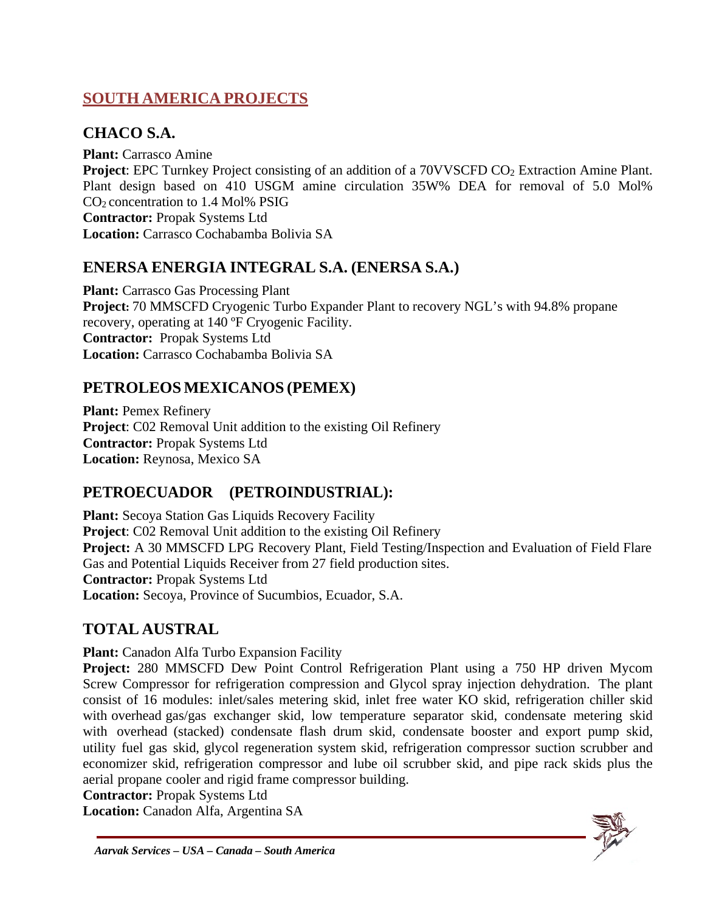## SOUTH AMERICA PROJECTS

### CHACO S.A.

**Plant:** Carrasco Amine
**Project**: EPC Turnkey Project consisting of an addition of a 70VVSCFD $CO_2$ Extraction Amine Plant. Plant design based on 410 USGM amine circulation 35W% DEA for removal of 5.0 Mol% $CO_2$ concentration to 1.4 Mol% PSIG
**Contractor:** Propak Systems Ltd
**Location:** Carrasco Cochabamba Bolivia SA

### ENERSA ENERGIA INTEGRAL S.A. (ENERSA S.A.)

**Plant:** Carrasco Gas Processing Plant
**Project:** 70 MMSCFD Cryogenic Turbo Expander Plant to recovery NGL's with 94.8% propane recovery, operating at 140 ºF Cryogenic Facility.
**Contractor:** Propak Systems Ltd
**Location:** Carrasco Cochabamba Bolivia SA

### PETROLEOS MEXICANOS (PEMEX)

**Plant:** Pemex Refinery
**Project**: C02 Removal Unit addition to the existing Oil Refinery
**Contractor:** Propak Systems Ltd
**Location:** Reynosa, Mexico SA

### PETROECUADOR (PETROINDUSTRIAL):

**Plant:** Secoya Station Gas Liquids Recovery Facility
**Project**: C02 Removal Unit addition to the existing Oil Refinery
**Project:** A 30 MMSCFD LPG Recovery Plant, Field Testing/Inspection and Evaluation of Field Flare Gas and Potential Liquids Receiver from 27 field production sites.
**Contractor:** Propak Systems Ltd
**Location:** Secoya, Province of Sucumbios, Ecuador, S.A.

### TOTAL AUSTRAL

**Plant:** Canadon Alfa Turbo Expansion Facility
**Project:** 280 MMSCFD Dew Point Control Refrigeration Plant using a 750 HP driven Mycom Screw Compressor for refrigeration compression and Glycol spray injection dehydration. The plant consist of 16 modules: inlet/sales metering skid, inlet free water KO skid, refrigeration chiller skid with overhead gas/gas exchanger skid, low temperature separator skid, condensate metering skid with overhead (stacked) condensate flash drum skid, condensate booster and export pump skid, utility fuel gas skid, glycol regeneration system skid, refrigeration compressor suction scrubber and economizer skid, refrigeration compressor and lube oil scrubber skid, and pipe rack skids plus the aerial propane cooler and rigid frame compressor building.
**Contractor:** Propak Systems Ltd
**Location:** Canadon Alfa, Argentina SA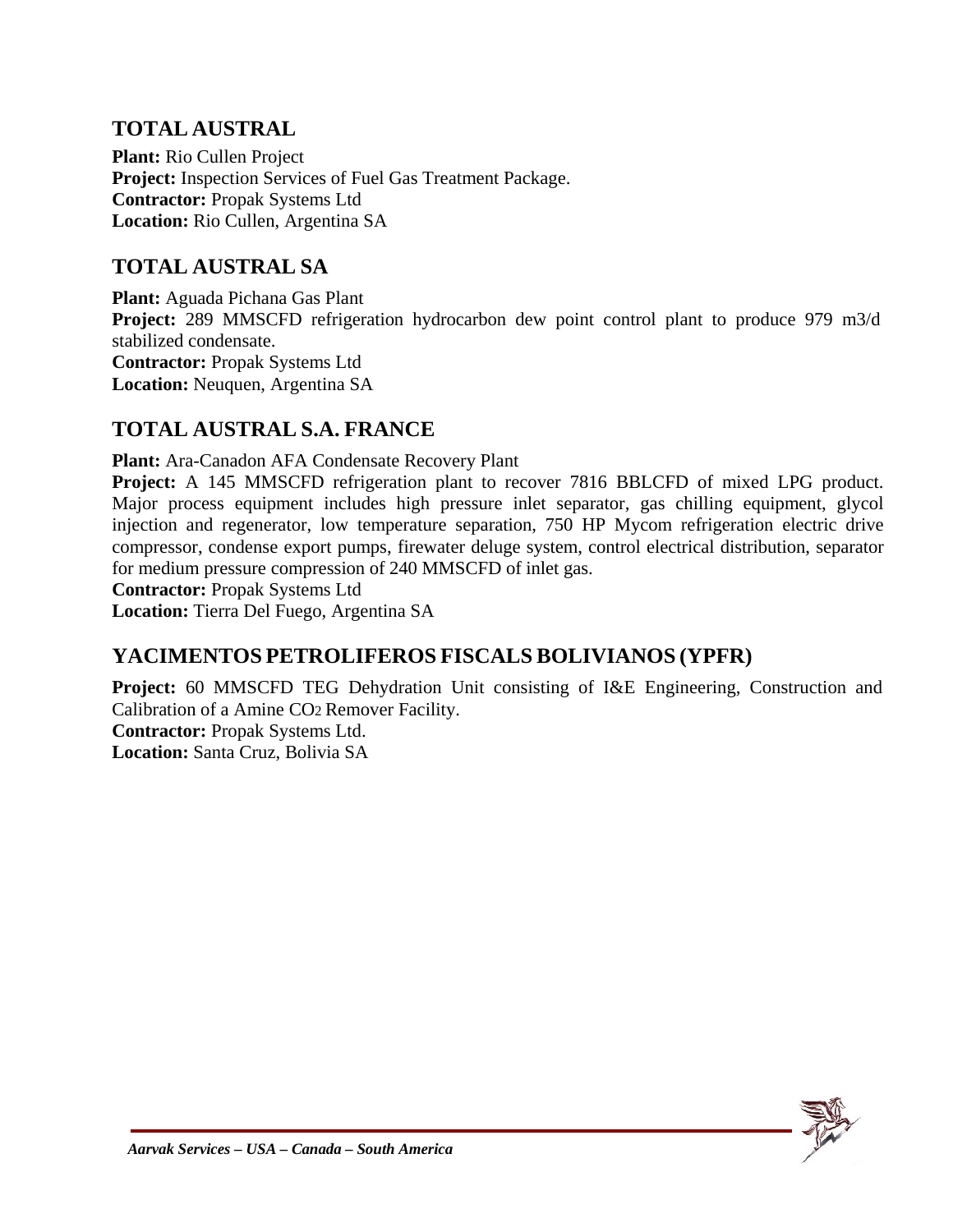## TOTAL AUSTRAL

**Plant:** Rio Cullen Project
**Project:** Inspection Services of Fuel Gas Treatment Package.
**Contractor:** Propak Systems Ltd
**Location:** Rio Cullen, Argentina SA

## TOTAL AUSTRAL SA

**Plant:** Aguada Pichana Gas Plant
**Project:** 289 MMSCFD refrigeration hydrocarbon dew point control plant to produce 979 m3/d stabilized condensate.
**Contractor:** Propak Systems Ltd
**Location:** Neuquen, Argentina SA

## TOTAL AUSTRAL S.A. FRANCE

**Plant:** Ara-Canadon AFA Condensate Recovery Plant
**Project:** A 145 MMSCFD refrigeration plant to recover 7816 BBLCFD of mixed LPG product. Major process equipment includes high pressure inlet separator, gas chilling equipment, glycol injection and regenerator, low temperature separation, 750 HP Mycom refrigeration electric drive compressor, condense export pumps, firewater deluge system, control electrical distribution, separator for medium pressure compression of 240 MMSCFD of inlet gas.
**Contractor:** Propak Systems Ltd
**Location:** Tierra Del Fuego, Argentina SA

## YACIMENTOS PETROLIFEROS FISCALS BOLIVIANOS (YPFR)

**Project:** 60 MMSCFD TEG Dehydration Unit consisting of I&E Engineering, Construction and Calibration of a Amine $CO_2$ Remover Facility.
**Contractor:** Propak Systems Ltd.
**Location:** Santa Cruz, Bolivia SA